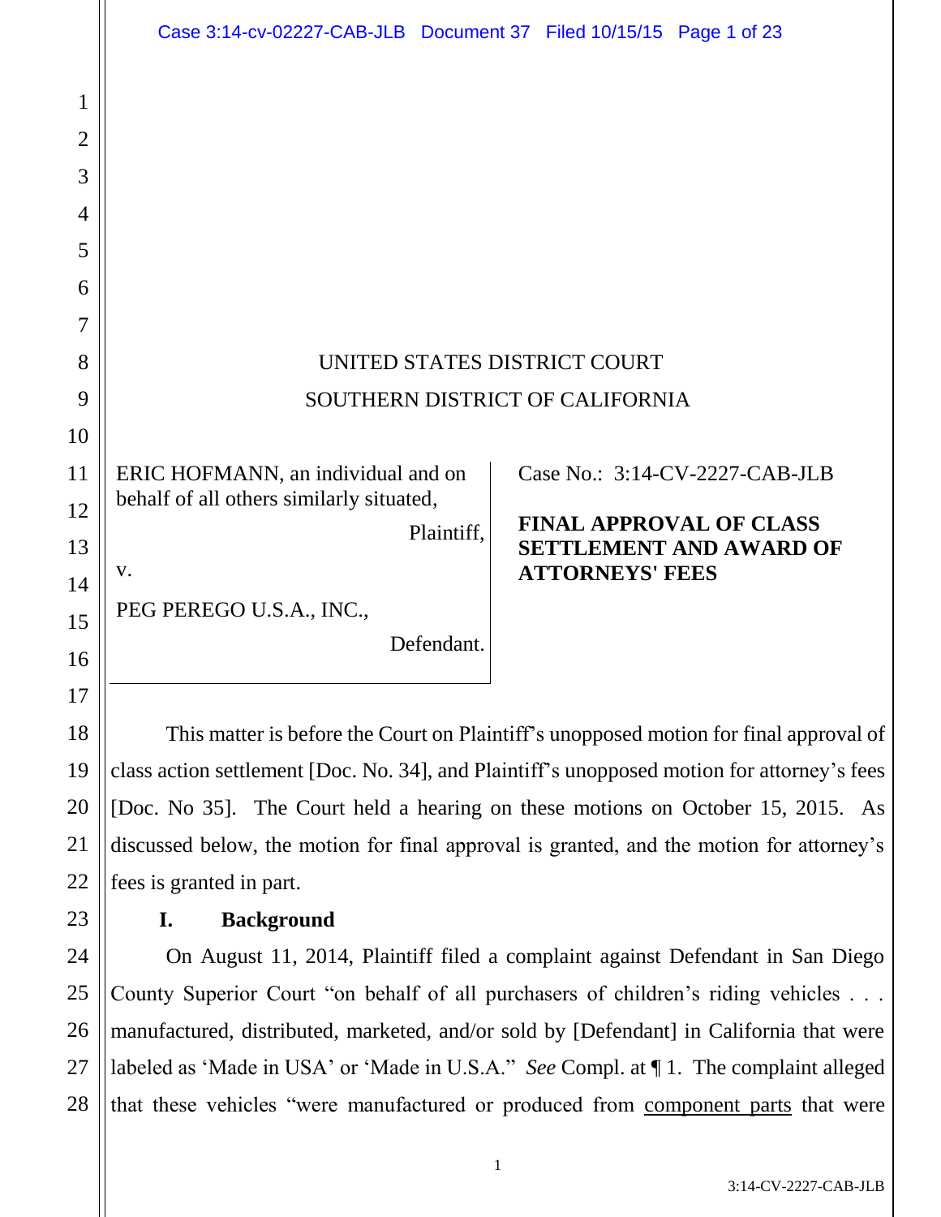UNITED STATES DISTRICT COURT
SOUTHERN DISTRICT OF CALIFORNIA

ERIC HOFMANN, an individual and on behalf of all others similarly situated,

Plaintiff,

v.

PEG PEREGO U.S.A., INC.,

Defendant.

Case No.: 3:14-CV-2227-CAB-JLB

**FINAL APPROVAL OF CLASS SETTLEMENT AND AWARD OF ATTORNEYS' FEES**

This matter is before the Court on Plaintiff's unopposed motion for final approval of class action settlement [Doc. No. 34], and Plaintiff's unopposed motion for attorney's fees [Doc. No 35]. The Court held a hearing on these motions on October 15, 2015. As discussed below, the motion for final approval is granted, and the motion for attorney's fees is granted in part.

## I. Background

On August 11, 2014, Plaintiff filed a complaint against Defendant in San Diego County Superior Court "on behalf of all purchasers of children's riding vehicles . . . manufactured, distributed, marketed, and/or sold by [Defendant] in California that were labeled as 'Made in USA' or 'Made in U.S.A." *See* Compl. at ¶ 1. The complaint alleged that these vehicles "were manufactured or produced from component parts that were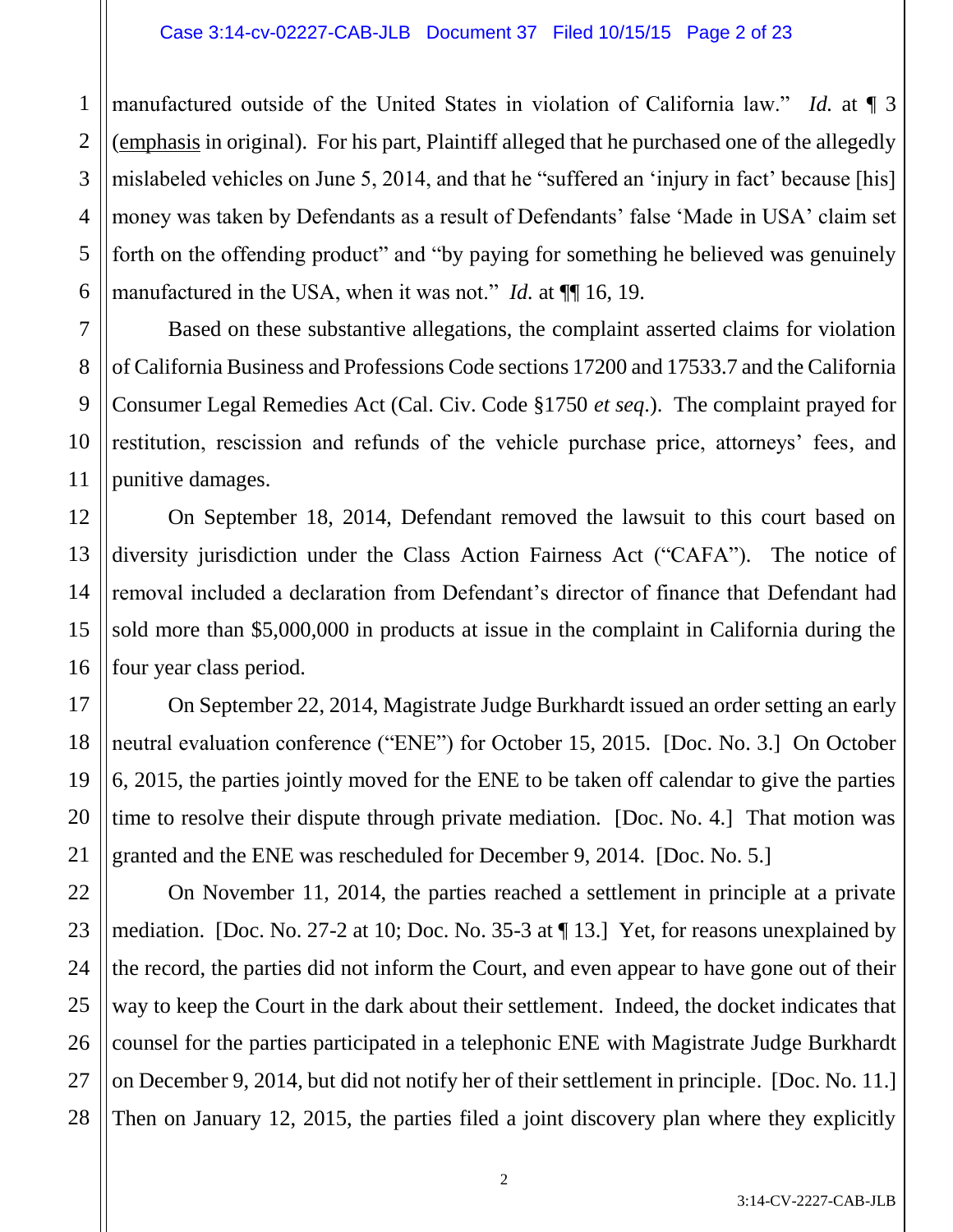manufactured outside of the United States in violation of California law." *Id.* at ¶ 3 (emphasis in original). For his part, Plaintiff alleged that he purchased one of the allegedly mislabeled vehicles on June 5, 2014, and that he "suffered an 'injury in fact' because [his] money was taken by Defendants as a result of Defendants' false 'Made in USA' claim set forth on the offending product" and "by paying for something he believed was genuinely manufactured in the USA, when it was not." *Id.* at ¶¶ 16, 19.

Based on these substantive allegations, the complaint asserted claims for violation of California Business and Professions Code sections 17200 and 17533.7 and the California Consumer Legal Remedies Act (Cal. Civ. Code §1750 *et seq*.). The complaint prayed for restitution, rescission and refunds of the vehicle purchase price, attorneys' fees, and punitive damages.

On September 18, 2014, Defendant removed the lawsuit to this court based on diversity jurisdiction under the Class Action Fairness Act ("CAFA"). The notice of removal included a declaration from Defendant's director of finance that Defendant had sold more than $5,000,000 in products at issue in the complaint in California during the four year class period.

On September 22, 2014, Magistrate Judge Burkhardt issued an order setting an early neutral evaluation conference ("ENE") for October 15, 2015. [Doc. No. 3.] On October 6, 2015, the parties jointly moved for the ENE to be taken off calendar to give the parties time to resolve their dispute through private mediation. [Doc. No. 4.] That motion was granted and the ENE was rescheduled for December 9, 2014. [Doc. No. 5.]

On November 11, 2014, the parties reached a settlement in principle at a private mediation. [Doc. No. 27-2 at 10; Doc. No. 35-3 at ¶ 13.] Yet, for reasons unexplained by the record, the parties did not inform the Court, and even appear to have gone out of their way to keep the Court in the dark about their settlement. Indeed, the docket indicates that counsel for the parties participated in a telephonic ENE with Magistrate Judge Burkhardt on December 9, 2014, but did not notify her of their settlement in principle. [Doc. No. 11.] Then on January 12, 2015, the parties filed a joint discovery plan where they explicitly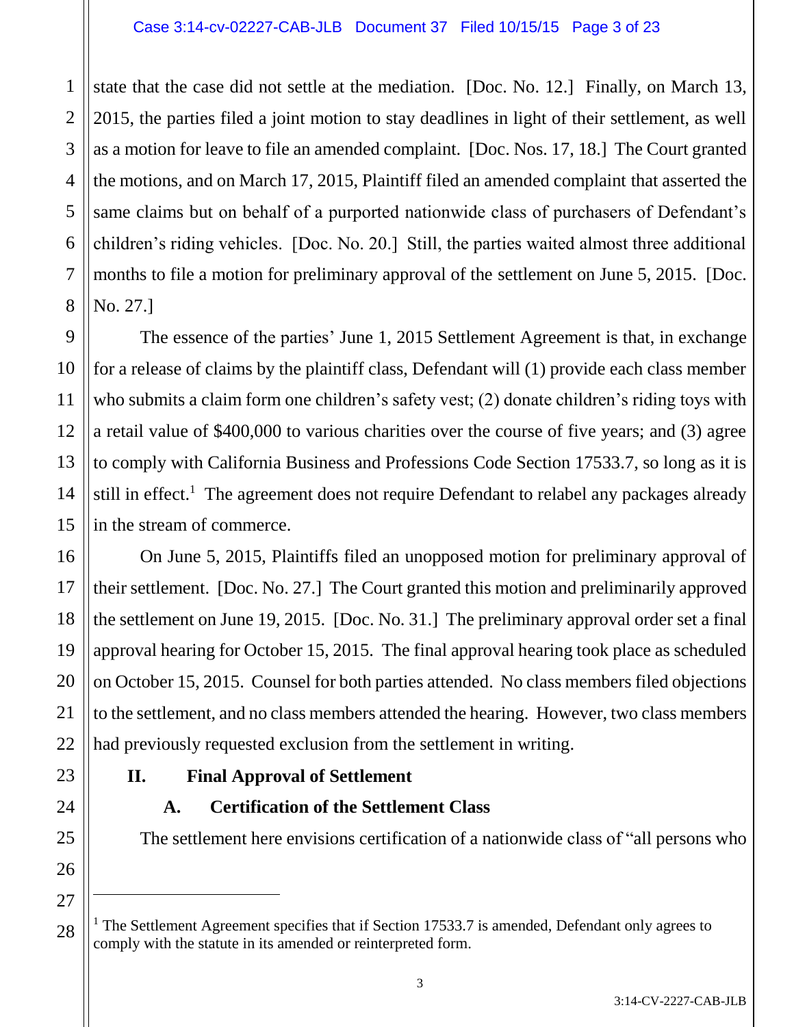state that the case did not settle at the mediation. [Doc. No. 12.] Finally, on March 13, 2015, the parties filed a joint motion to stay deadlines in light of their settlement, as well as a motion for leave to file an amended complaint. [Doc. Nos. 17, 18.] The Court granted the motions, and on March 17, 2015, Plaintiff filed an amended complaint that asserted the same claims but on behalf of a purported nationwide class of purchasers of Defendant's children's riding vehicles. [Doc. No. 20.] Still, the parties waited almost three additional months to file a motion for preliminary approval of the settlement on June 5, 2015. [Doc. No. 27.]

The essence of the parties' June 1, 2015 Settlement Agreement is that, in exchange for a release of claims by the plaintiff class, Defendant will (1) provide each class member who submits a claim form one children's safety vest; (2) donate children's riding toys with a retail value of $400,000 to various charities over the course of five years; and (3) agree to comply with California Business and Professions Code Section 17533.7, so long as it is still in effect.[1] The agreement does not require Defendant to relabel any packages already in the stream of commerce.

On June 5, 2015, Plaintiffs filed an unopposed motion for preliminary approval of their settlement. [Doc. No. 27.] The Court granted this motion and preliminarily approved the settlement on June 19, 2015. [Doc. No. 31.] The preliminary approval order set a final approval hearing for October 15, 2015. The final approval hearing took place as scheduled on October 15, 2015. Counsel for both parties attended. No class members filed objections to the settlement, and no class members attended the hearing. However, two class members had previously requested exclusion from the settlement in writing.

## II. Final Approval of Settlement

### A. Certification of the Settlement Class

The settlement here envisions certification of a nationwide class of "all persons who

---

[1] The Settlement Agreement specifies that if Section 17533.7 is amended, Defendant only agrees to comply with the statute in its amended or reinterpreted form.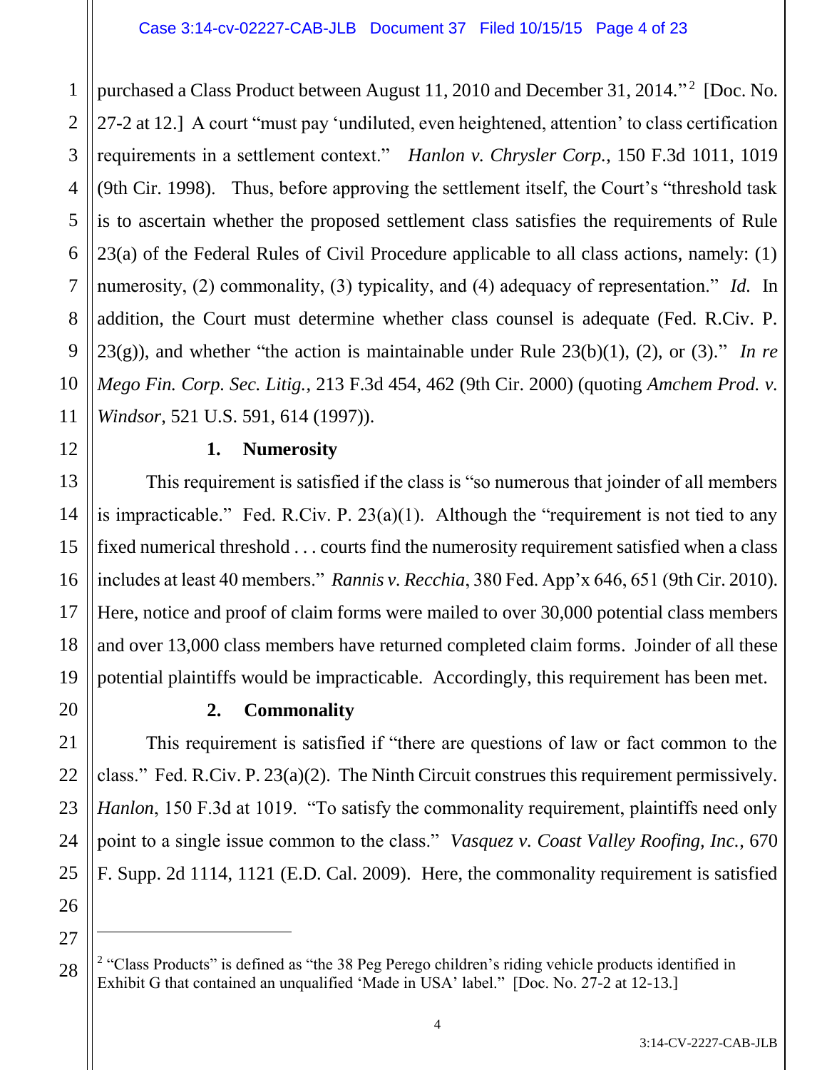purchased a Class Product between August 11, 2010 and December 31, 2014."[2] [Doc. No. 27-2 at 12.] A court "must pay 'undiluted, even heightened, attention' to class certification requirements in a settlement context." *Hanlon v. Chrysler Corp.*, 150 F.3d 1011, 1019 (9th Cir. 1998). Thus, before approving the settlement itself, the Court's "threshold task is to ascertain whether the proposed settlement class satisfies the requirements of Rule 23(a) of the Federal Rules of Civil Procedure applicable to all class actions, namely: (1) numerosity, (2) commonality, (3) typicality, and (4) adequacy of representation." *Id.* In addition, the Court must determine whether class counsel is adequate (Fed. R.Civ. P. 23(g)), and whether "the action is maintainable under Rule 23(b)(1), (2), or (3)." *In re Mego Fin. Corp. Sec. Litig.*, 213 F.3d 454, 462 (9th Cir. 2000) (quoting *Amchem Prod. v. Windsor*, 521 U.S. 591, 614 (1997)).

**1. Numerosity**

This requirement is satisfied if the class is "so numerous that joinder of all members is impracticable." Fed. R.Civ. P. 23(a)(1). Although the "requirement is not tied to any fixed numerical threshold . . . courts find the numerosity requirement satisfied when a class includes at least 40 members." *Rannis v. Recchia*, 380 Fed. App'x 646, 651 (9th Cir. 2010). Here, notice and proof of claim forms were mailed to over 30,000 potential class members and over 13,000 class members have returned completed claim forms. Joinder of all these potential plaintiffs would be impracticable. Accordingly, this requirement has been met.

**2. Commonality**

This requirement is satisfied if "there are questions of law or fact common to the class." Fed. R.Civ. P. 23(a)(2). The Ninth Circuit construes this requirement permissively. *Hanlon*, 150 F.3d at 1019. "To satisfy the commonality requirement, plaintiffs need only point to a single issue common to the class." *Vasquez v. Coast Valley Roofing, Inc.*, 670 F. Supp. 2d 1114, 1121 (E.D. Cal. 2009). Here, the commonality requirement is satisfied

---

[2] "Class Products" is defined as "the 38 Peg Perego children's riding vehicle products identified in Exhibit G that contained an unqualified 'Made in USA' label." [Doc. No. 27-2 at 12-13.]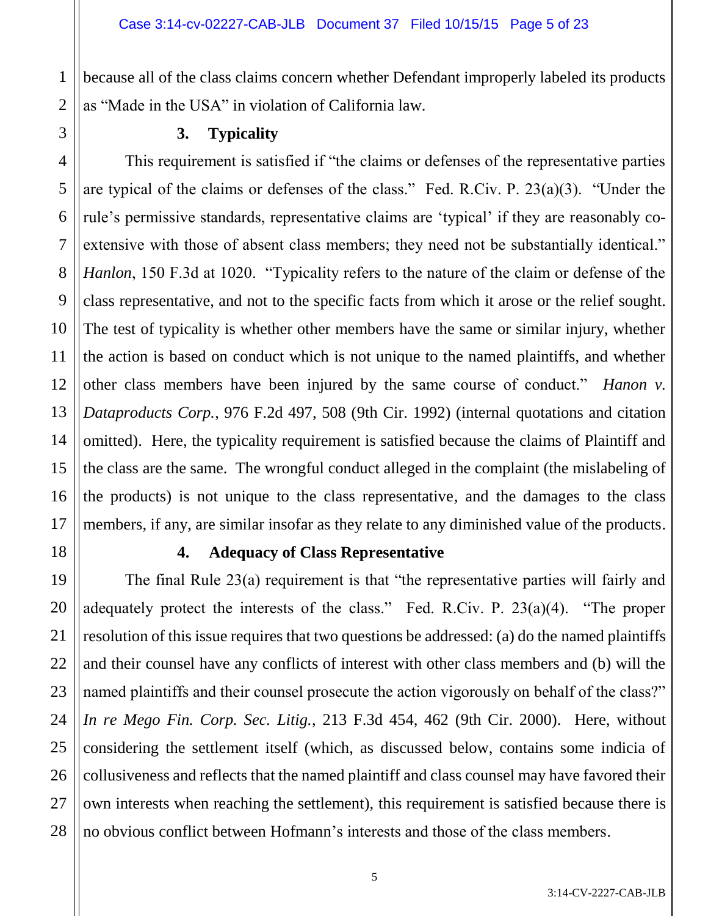because all of the class claims concern whether Defendant improperly labeled its products as "Made in the USA" in violation of California law.

### 3. Typicality

This requirement is satisfied if "the claims or defenses of the representative parties are typical of the claims or defenses of the class." Fed. R.Civ. P. 23(a)(3). "Under the rule's permissive standards, representative claims are 'typical' if they are reasonably co-extensive with those of absent class members; they need not be substantially identical." *Hanlon*, 150 F.3d at 1020. "Typicality refers to the nature of the claim or defense of the class representative, and not to the specific facts from which it arose or the relief sought. The test of typicality is whether other members have the same or similar injury, whether the action is based on conduct which is not unique to the named plaintiffs, and whether other class members have been injured by the same course of conduct." *Hanon v. Dataproducts Corp.*, 976 F.2d 497, 508 (9th Cir. 1992) (internal quotations and citation omitted). Here, the typicality requirement is satisfied because the claims of Plaintiff and the class are the same. The wrongful conduct alleged in the complaint (the mislabeling of the products) is not unique to the class representative, and the damages to the class members, if any, are similar insofar as they relate to any diminished value of the products.

### 4. Adequacy of Class Representative

The final Rule 23(a) requirement is that "the representative parties will fairly and adequately protect the interests of the class." Fed. R.Civ. P. 23(a)(4). "The proper resolution of this issue requires that two questions be addressed: (a) do the named plaintiffs and their counsel have any conflicts of interest with other class members and (b) will the named plaintiffs and their counsel prosecute the action vigorously on behalf of the class?" *In re Mego Fin. Corp. Sec. Litig.*, 213 F.3d 454, 462 (9th Cir. 2000). Here, without considering the settlement itself (which, as discussed below, contains some indicia of collusiveness and reflects that the named plaintiff and class counsel may have favored their own interests when reaching the settlement), this requirement is satisfied because there is no obvious conflict between Hofmann's interests and those of the class members.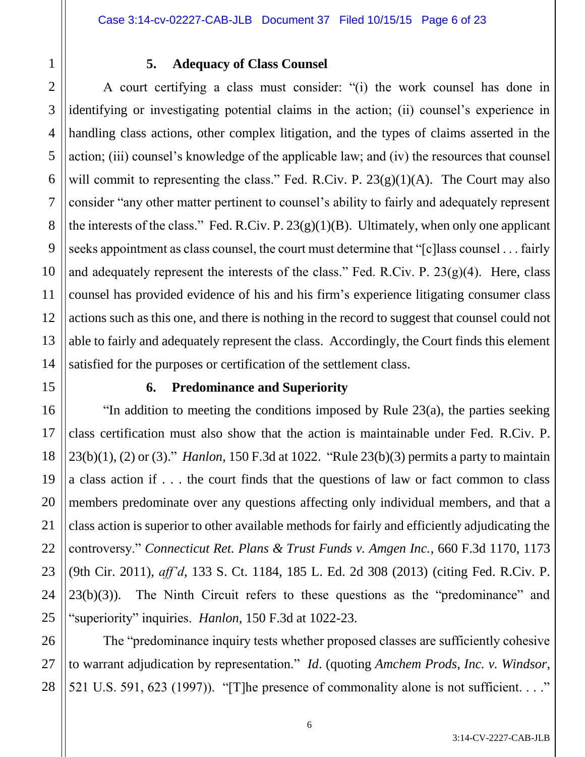### 5. Adequacy of Class Counsel

A court certifying a class must consider: "(i) the work counsel has done in identifying or investigating potential claims in the action; (ii) counsel's experience in handling class actions, other complex litigation, and the types of claims asserted in the action; (iii) counsel's knowledge of the applicable law; and (iv) the resources that counsel will commit to representing the class." Fed. R.Civ. P. 23(g)(1)(A). The Court may also consider "any other matter pertinent to counsel's ability to fairly and adequately represent the interests of the class." Fed. R.Civ. P. 23(g)(1)(B). Ultimately, when only one applicant seeks appointment as class counsel, the court must determine that "[c]lass counsel . . . fairly and adequately represent the interests of the class." Fed. R.Civ. P. 23(g)(4). Here, class counsel has provided evidence of his and his firm's experience litigating consumer class actions such as this one, and there is nothing in the record to suggest that counsel could not able to fairly and adequately represent the class. Accordingly, the Court finds this element satisfied for the purposes or certification of the settlement class.

### 6. Predominance and Superiority

"In addition to meeting the conditions imposed by Rule 23(a), the parties seeking class certification must also show that the action is maintainable under Fed. R.Civ. P. 23(b)(1), (2) or (3)." *Hanlon*, 150 F.3d at 1022. "Rule 23(b)(3) permits a party to maintain a class action if . . . the court finds that the questions of law or fact common to class members predominate over any questions affecting only individual members, and that a class action is superior to other available methods for fairly and efficiently adjudicating the controversy." *Connecticut Ret. Plans & Trust Funds v. Amgen Inc.*, 660 F.3d 1170, 1173 (9th Cir. 2011), *aff'd*, 133 S. Ct. 1184, 185 L. Ed. 2d 308 (2013) (citing Fed. R.Civ. P. 23(b)(3)). The Ninth Circuit refers to these questions as the "predominance" and "superiority" inquiries. *Hanlon*, 150 F.3d at 1022-23.

The "predominance inquiry tests whether proposed classes are sufficiently cohesive to warrant adjudication by representation." *Id*. (quoting *Amchem Prods, Inc. v. Windsor*, 521 U.S. 591, 623 (1997)). "[T]he presence of commonality alone is not sufficient. . . ."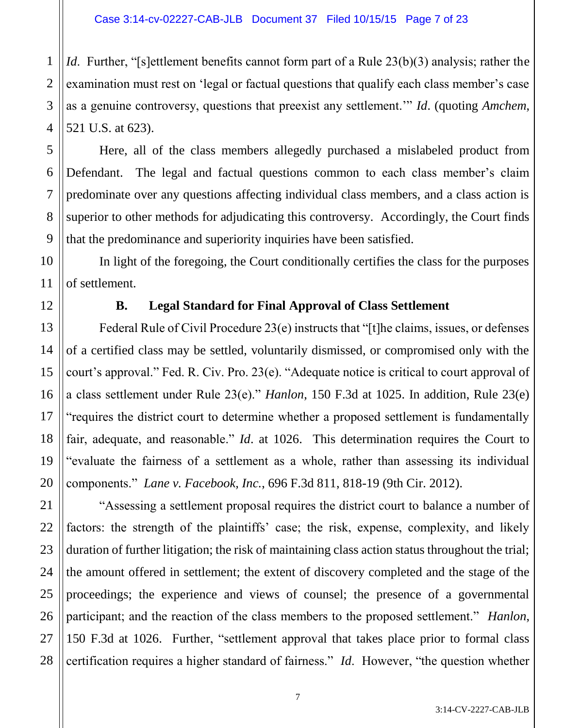*Id*. Further, "[s]ettlement benefits cannot form part of a Rule 23(b)(3) analysis; rather the examination must rest on 'legal or factual questions that qualify each class member's case as a genuine controversy, questions that preexist any settlement.'" *Id*. (quoting *Amchem*, 521 U.S. at 623).

Here, all of the class members allegedly purchased a mislabeled product from Defendant. The legal and factual questions common to each class member's claim predominate over any questions affecting individual class members, and a class action is superior to other methods for adjudicating this controversy. Accordingly, the Court finds that the predominance and superiority inquiries have been satisfied.

In light of the foregoing, the Court conditionally certifies the class for the purposes of settlement.

### B. Legal Standard for Final Approval of Class Settlement

Federal Rule of Civil Procedure 23(e) instructs that "[t]he claims, issues, or defenses of a certified class may be settled, voluntarily dismissed, or compromised only with the court's approval." Fed. R. Civ. Pro. 23(e). "Adequate notice is critical to court approval of a class settlement under Rule 23(e)." *Hanlon*, 150 F.3d at 1025. In addition, Rule 23(e) "requires the district court to determine whether a proposed settlement is fundamentally fair, adequate, and reasonable." *Id*. at 1026. This determination requires the Court to "evaluate the fairness of a settlement as a whole, rather than assessing its individual components." *Lane v. Facebook, Inc.*, 696 F.3d 811, 818-19 (9th Cir. 2012).

"Assessing a settlement proposal requires the district court to balance a number of factors: the strength of the plaintiffs' case; the risk, expense, complexity, and likely duration of further litigation; the risk of maintaining class action status throughout the trial; the amount offered in settlement; the extent of discovery completed and the stage of the proceedings; the experience and views of counsel; the presence of a governmental participant; and the reaction of the class members to the proposed settlement." *Hanlon*, 150 F.3d at 1026. Further, "settlement approval that takes place prior to formal class certification requires a higher standard of fairness." *Id*. However, "the question whether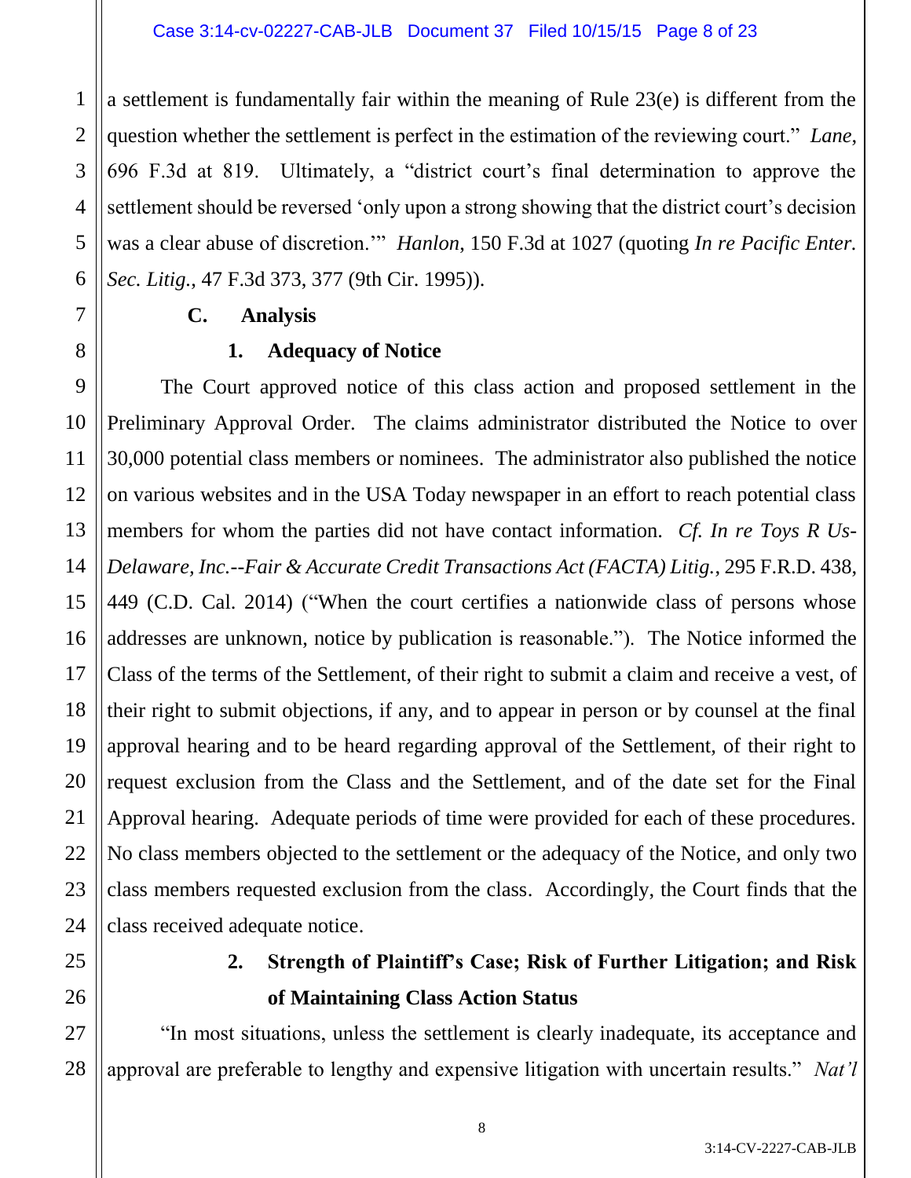a settlement is fundamentally fair within the meaning of Rule 23(e) is different from the question whether the settlement is perfect in the estimation of the reviewing court." *Lane*, 696 F.3d at 819. Ultimately, a "district court's final determination to approve the settlement should be reversed 'only upon a strong showing that the district court's decision was a clear abuse of discretion.'" *Hanlon*, 150 F.3d at 1027 (quoting *In re Pacific Enter. Sec. Litig.*, 47 F.3d 373, 377 (9th Cir. 1995)).

### C. Analysis

#### 1. Adequacy of Notice

The Court approved notice of this class action and proposed settlement in the Preliminary Approval Order. The claims administrator distributed the Notice to over 30,000 potential class members or nominees. The administrator also published the notice on various websites and in the USA Today newspaper in an effort to reach potential class members for whom the parties did not have contact information. *Cf. In re Toys R Us-Delaware, Inc.--Fair & Accurate Credit Transactions Act (FACTA) Litig.*, 295 F.R.D. 438, 449 (C.D. Cal. 2014) ("When the court certifies a nationwide class of persons whose addresses are unknown, notice by publication is reasonable."). The Notice informed the Class of the terms of the Settlement, of their right to submit a claim and receive a vest, of their right to submit objections, if any, and to appear in person or by counsel at the final approval hearing and to be heard regarding approval of the Settlement, of their right to request exclusion from the Class and the Settlement, and of the date set for the Final Approval hearing. Adequate periods of time were provided for each of these procedures. No class members objected to the settlement or the adequacy of the Notice, and only two class members requested exclusion from the class. Accordingly, the Court finds that the class received adequate notice.

#### 2. Strength of Plaintiff's Case; Risk of Further Litigation; and Risk of Maintaining Class Action Status

"In most situations, unless the settlement is clearly inadequate, its acceptance and approval are preferable to lengthy and expensive litigation with uncertain results." *Nat'l*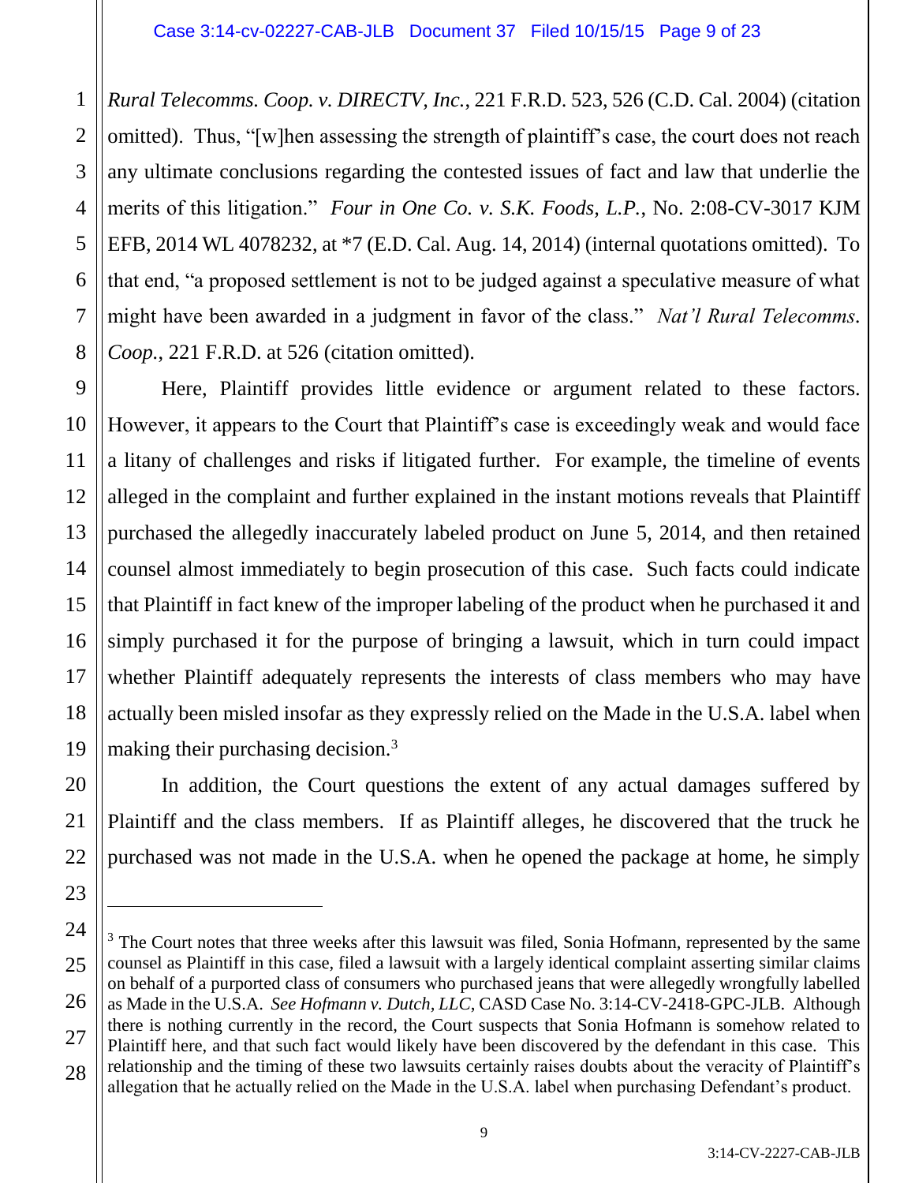*Rural Telecomms. Coop. v. DIRECTV, Inc.*, 221 F.R.D. 523, 526 (C.D. Cal. 2004) (citation omitted). Thus, "[w]hen assessing the strength of plaintiff's case, the court does not reach any ultimate conclusions regarding the contested issues of fact and law that underlie the merits of this litigation." *Four in One Co. v. S.K. Foods, L.P.*, No. 2:08-CV-3017 KJM EFB, 2014 WL 4078232, at *7 (E.D. Cal. Aug. 14, 2014) (internal quotations omitted). To that end, "a proposed settlement is not to be judged against a speculative measure of what might have been awarded in a judgment in favor of the class." *Nat'l Rural Telecomms. Coop.*, 221 F.R.D. at 526 (citation omitted).

Here, Plaintiff provides little evidence or argument related to these factors. However, it appears to the Court that Plaintiff's case is exceedingly weak and would face a litany of challenges and risks if litigated further. For example, the timeline of events alleged in the complaint and further explained in the instant motions reveals that Plaintiff purchased the allegedly inaccurately labeled product on June 5, 2014, and then retained counsel almost immediately to begin prosecution of this case. Such facts could indicate that Plaintiff in fact knew of the improper labeling of the product when he purchased it and simply purchased it for the purpose of bringing a lawsuit, which in turn could impact whether Plaintiff adequately represents the interests of class members who may have actually been misled insofar as they expressly relied on the Made in the U.S.A. label when making their purchasing decision.[3]

In addition, the Court questions the extent of any actual damages suffered by Plaintiff and the class members. If as Plaintiff alleges, he discovered that the truck he purchased was not made in the U.S.A. when he opened the package at home, he simply

---

[3] The Court notes that three weeks after this lawsuit was filed, Sonia Hofmann, represented by the same counsel as Plaintiff in this case, filed a lawsuit with a largely identical complaint asserting similar claims on behalf of a purported class of consumers who purchased jeans that were allegedly wrongfully labelled as Made in the U.S.A. *See Hofmann v. Dutch, LLC*, CASD Case No. 3:14-CV-2418-GPC-JLB. Although there is nothing currently in the record, the Court suspects that Sonia Hofmann is somehow related to Plaintiff here, and that such fact would likely have been discovered by the defendant in this case. This relationship and the timing of these two lawsuits certainly raises doubts about the veracity of Plaintiff's allegation that he actually relied on the Made in the U.S.A. label when purchasing Defendant's product.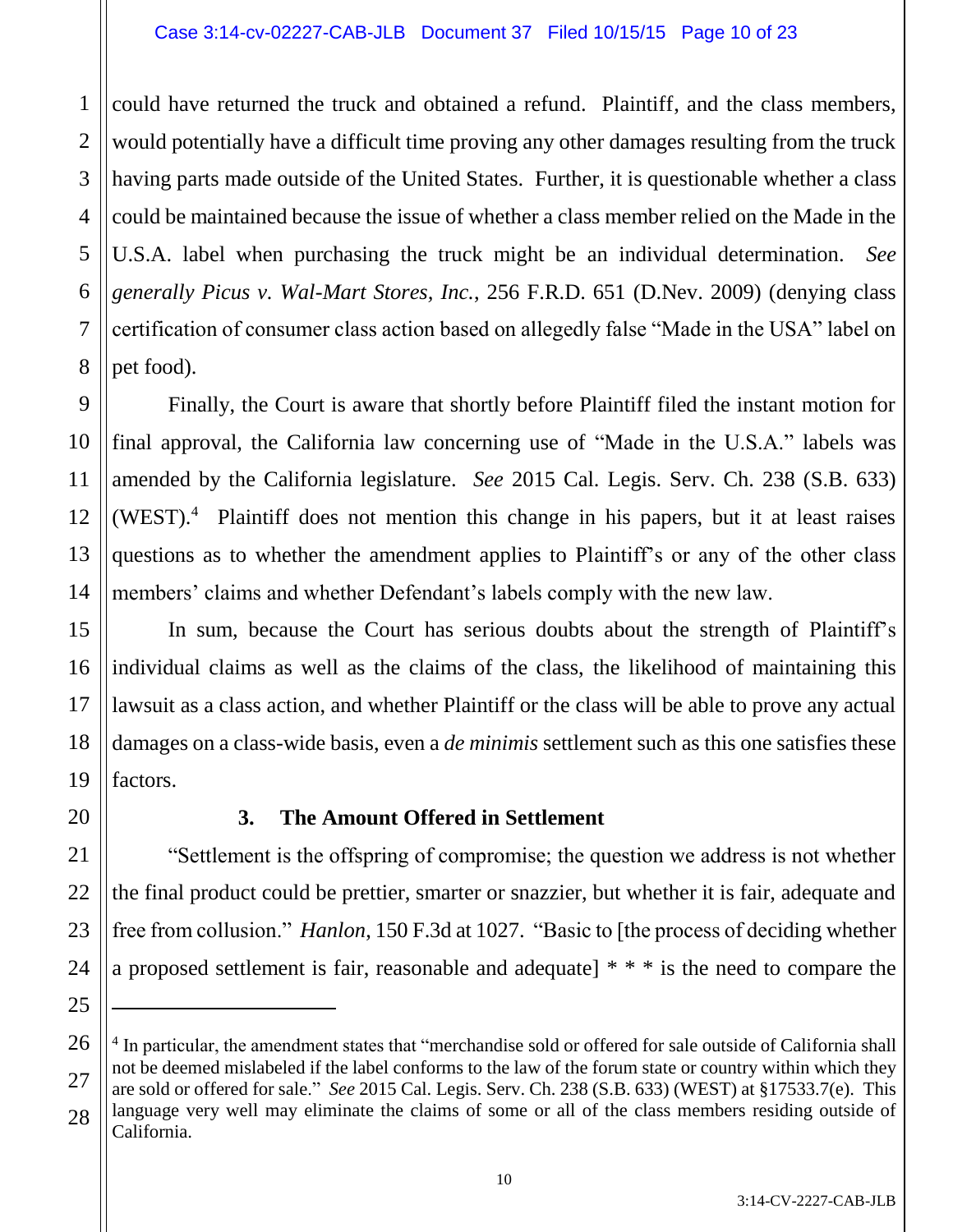could have returned the truck and obtained a refund. Plaintiff, and the class members, would potentially have a difficult time proving any other damages resulting from the truck having parts made outside of the United States. Further, it is questionable whether a class could be maintained because the issue of whether a class member relied on the Made in the U.S.A. label when purchasing the truck might be an individual determination. *See generally Picus v. Wal-Mart Stores, Inc.*, 256 F.R.D. 651 (D.Nev. 2009) (denying class certification of consumer class action based on allegedly false "Made in the USA" label on pet food).

Finally, the Court is aware that shortly before Plaintiff filed the instant motion for final approval, the California law concerning use of "Made in the U.S.A." labels was amended by the California legislature. *See* 2015 Cal. Legis. Serv. Ch. 238 (S.B. 633) (WEST).[4] Plaintiff does not mention this change in his papers, but it at least raises questions as to whether the amendment applies to Plaintiff's or any of the other class members' claims and whether Defendant's labels comply with the new law.

In sum, because the Court has serious doubts about the strength of Plaintiff's individual claims as well as the claims of the class, the likelihood of maintaining this lawsuit as a class action, and whether Plaintiff or the class will be able to prove any actual damages on a class-wide basis, even a *de minimis* settlement such as this one satisfies these factors.

### 3. The Amount Offered in Settlement

"Settlement is the offspring of compromise; the question we address is not whether the final product could be prettier, smarter or snazzier, but whether it is fair, adequate and free from collusion." *Hanlon*, 150 F.3d at 1027. "Basic to [the process of deciding whether a proposed settlement is fair, reasonable and adequate] * * * is the need to compare the

---

[4] In particular, the amendment states that "merchandise sold or offered for sale outside of California shall not be deemed mislabeled if the label conforms to the law of the forum state or country within which they are sold or offered for sale." *See* 2015 Cal. Legis. Serv. Ch. 238 (S.B. 633) (WEST) at §17533.7(e). This language very well may eliminate the claims of some or all of the class members residing outside of California.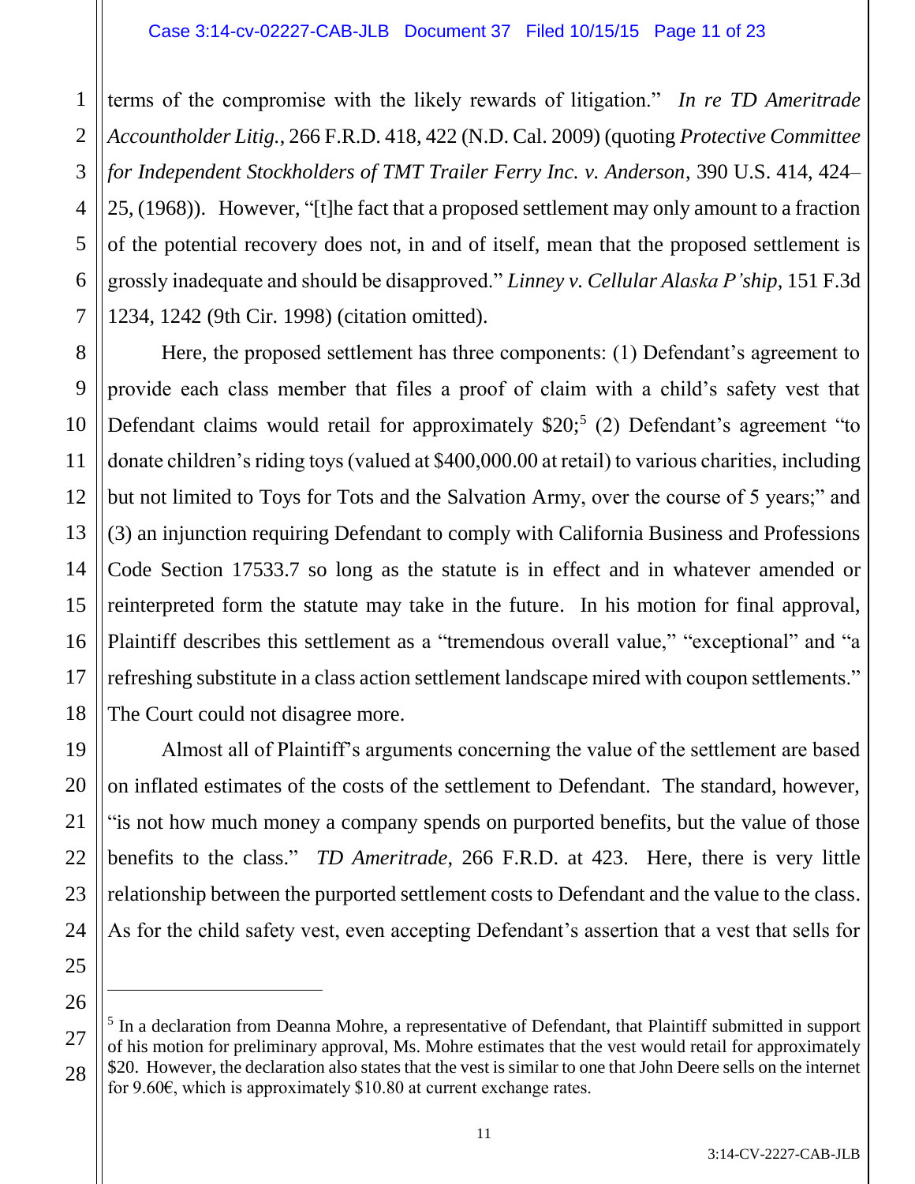terms of the compromise with the likely rewards of litigation." *In re TD Ameritrade Accountholder Litig.*, 266 F.R.D. 418, 422 (N.D. Cal. 2009) (quoting *Protective Committee for Independent Stockholders of TMT Trailer Ferry Inc. v. Anderson*, 390 U.S. 414, 424–25, (1968)). However, "[t]he fact that a proposed settlement may only amount to a fraction of the potential recovery does not, in and of itself, mean that the proposed settlement is grossly inadequate and should be disapproved." *Linney v. Cellular Alaska P'ship*, 151 F.3d 1234, 1242 (9th Cir. 1998) (citation omitted).

Here, the proposed settlement has three components: (1) Defendant's agreement to provide each class member that files a proof of claim with a child's safety vest that Defendant claims would retail for approximately $20;[5] (2) Defendant's agreement "to donate children's riding toys (valued at $400,000.00 at retail) to various charities, including but not limited to Toys for Tots and the Salvation Army, over the course of 5 years;" and (3) an injunction requiring Defendant to comply with California Business and Professions Code Section 17533.7 so long as the statute is in effect and in whatever amended or reinterpreted form the statute may take in the future. In his motion for final approval, Plaintiff describes this settlement as a "tremendous overall value," "exceptional" and "a refreshing substitute in a class action settlement landscape mired with coupon settlements." The Court could not disagree more.

Almost all of Plaintiff's arguments concerning the value of the settlement are based on inflated estimates of the costs of the settlement to Defendant. The standard, however, "is not how much money a company spends on purported benefits, but the value of those benefits to the class." *TD Ameritrade*, 266 F.R.D. at 423. Here, there is very little relationship between the purported settlement costs to Defendant and the value to the class. As for the child safety vest, even accepting Defendant's assertion that a vest that sells for

---

[5] In a declaration from Deanna Mohre, a representative of Defendant, that Plaintiff submitted in support of his motion for preliminary approval, Ms. Mohre estimates that the vest would retail for approximately $20. However, the declaration also states that the vest is similar to one that John Deere sells on the internet for 9.60€, which is approximately $10.80 at current exchange rates.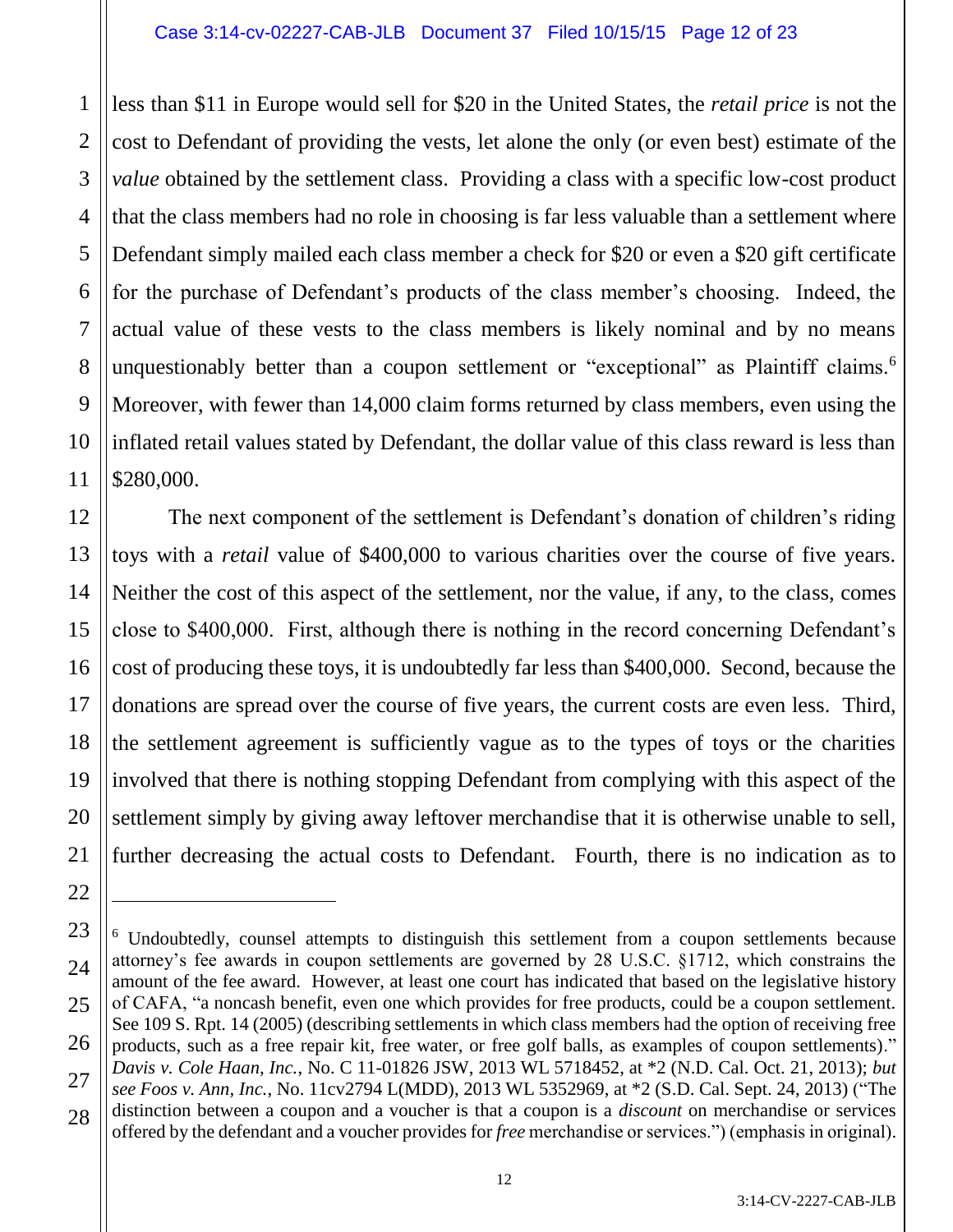less than $11 in Europe would sell for $20 in the United States, the *retail price* is not the cost to Defendant of providing the vests, let alone the only (or even best) estimate of the *value* obtained by the settlement class. Providing a class with a specific low-cost product that the class members had no role in choosing is far less valuable than a settlement where Defendant simply mailed each class member a check for $20 or even a $20 gift certificate for the purchase of Defendant's products of the class member's choosing. Indeed, the actual value of these vests to the class members is likely nominal and by no means unquestionably better than a coupon settlement or "exceptional" as Plaintiff claims.[6] Moreover, with fewer than 14,000 claim forms returned by class members, even using the inflated retail values stated by Defendant, the dollar value of this class reward is less than $280,000.

The next component of the settlement is Defendant's donation of children's riding toys with a *retail* value of $400,000 to various charities over the course of five years. Neither the cost of this aspect of the settlement, nor the value, if any, to the class, comes close to $400,000. First, although there is nothing in the record concerning Defendant's cost of producing these toys, it is undoubtedly far less than $400,000. Second, because the donations are spread over the course of five years, the current costs are even less. Third, the settlement agreement is sufficiently vague as to the types of toys or the charities involved that there is nothing stopping Defendant from complying with this aspect of the settlement simply by giving away leftover merchandise that it is otherwise unable to sell, further decreasing the actual costs to Defendant. Fourth, there is no indication as to

---

[6] Undoubtedly, counsel attempts to distinguish this settlement from a coupon settlements because attorney's fee awards in coupon settlements are governed by 28 U.S.C. §1712, which constrains the amount of the fee award. However, at least one court has indicated that based on the legislative history of CAFA, "a noncash benefit, even one which provides for free products, could be a coupon settlement. See 109 S. Rpt. 14 (2005) (describing settlements in which class members had the option of receiving free products, such as a free repair kit, free water, or free golf balls, as examples of coupon settlements)." *Davis v. Cole Haan, Inc.*, No. C 11-01826 JSW, 2013 WL 5718452, at *2 (N.D. Cal. Oct. 21, 2013); *but see Foos v. Ann, Inc.*, No. 11cv2794 L(MDD), 2013 WL 5352969, at *2 (S.D. Cal. Sept. 24, 2013) ("The distinction between a coupon and a voucher is that a coupon is a *discount* on merchandise or services offered by the defendant and a voucher provides for *free* merchandise or services.") (emphasis in original).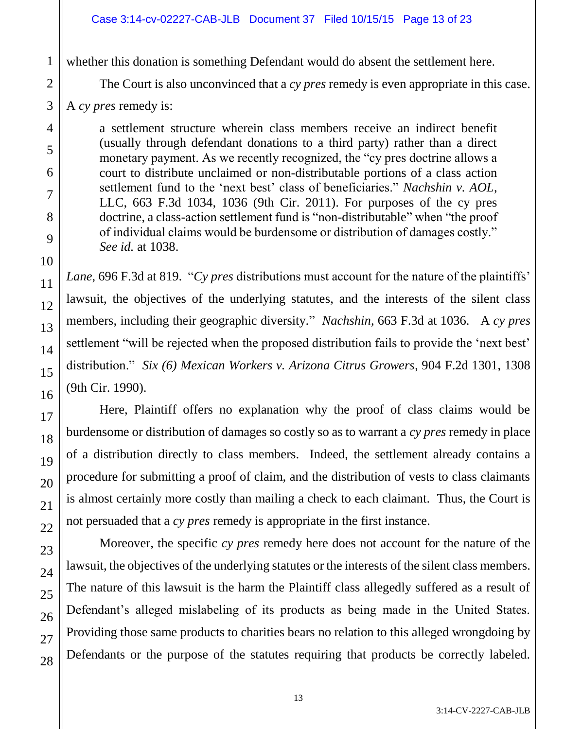whether this donation is something Defendant would do absent the settlement here.

The Court is also unconvinced that a *cy pres* remedy is even appropriate in this case. A *cy pres* remedy is:

> a settlement structure wherein class members receive an indirect benefit (usually through defendant donations to a third party) rather than a direct monetary payment. As we recently recognized, the "cy pres doctrine allows a court to distribute unclaimed or non-distributable portions of a class action settlement fund to the 'next best' class of beneficiaries." *Nachshin v. AOL*, LLC, 663 F.3d 1034, 1036 (9th Cir. 2011). For purposes of the cy pres doctrine, a class-action settlement fund is "non-distributable" when "the proof of individual claims would be burdensome or distribution of damages costly." *See id.* at 1038.

*Lane*, 696 F.3d at 819. "*Cy pres* distributions must account for the nature of the plaintiffs' lawsuit, the objectives of the underlying statutes, and the interests of the silent class members, including their geographic diversity." *Nachshin*, 663 F.3d at 1036. A *cy pres* settlement "will be rejected when the proposed distribution fails to provide the 'next best' distribution." *Six (6) Mexican Workers v. Arizona Citrus Growers*, 904 F.2d 1301, 1308 (9th Cir. 1990).

Here, Plaintiff offers no explanation why the proof of class claims would be burdensome or distribution of damages so costly so as to warrant a *cy pres* remedy in place of a distribution directly to class members. Indeed, the settlement already contains a procedure for submitting a proof of claim, and the distribution of vests to class claimants is almost certainly more costly than mailing a check to each claimant. Thus, the Court is not persuaded that a *cy pres* remedy is appropriate in the first instance.

Moreover, the specific *cy pres* remedy here does not account for the nature of the lawsuit, the objectives of the underlying statutes or the interests of the silent class members. The nature of this lawsuit is the harm the Plaintiff class allegedly suffered as a result of Defendant's alleged mislabeling of its products as being made in the United States. Providing those same products to charities bears no relation to this alleged wrongdoing by Defendants or the purpose of the statutes requiring that products be correctly labeled.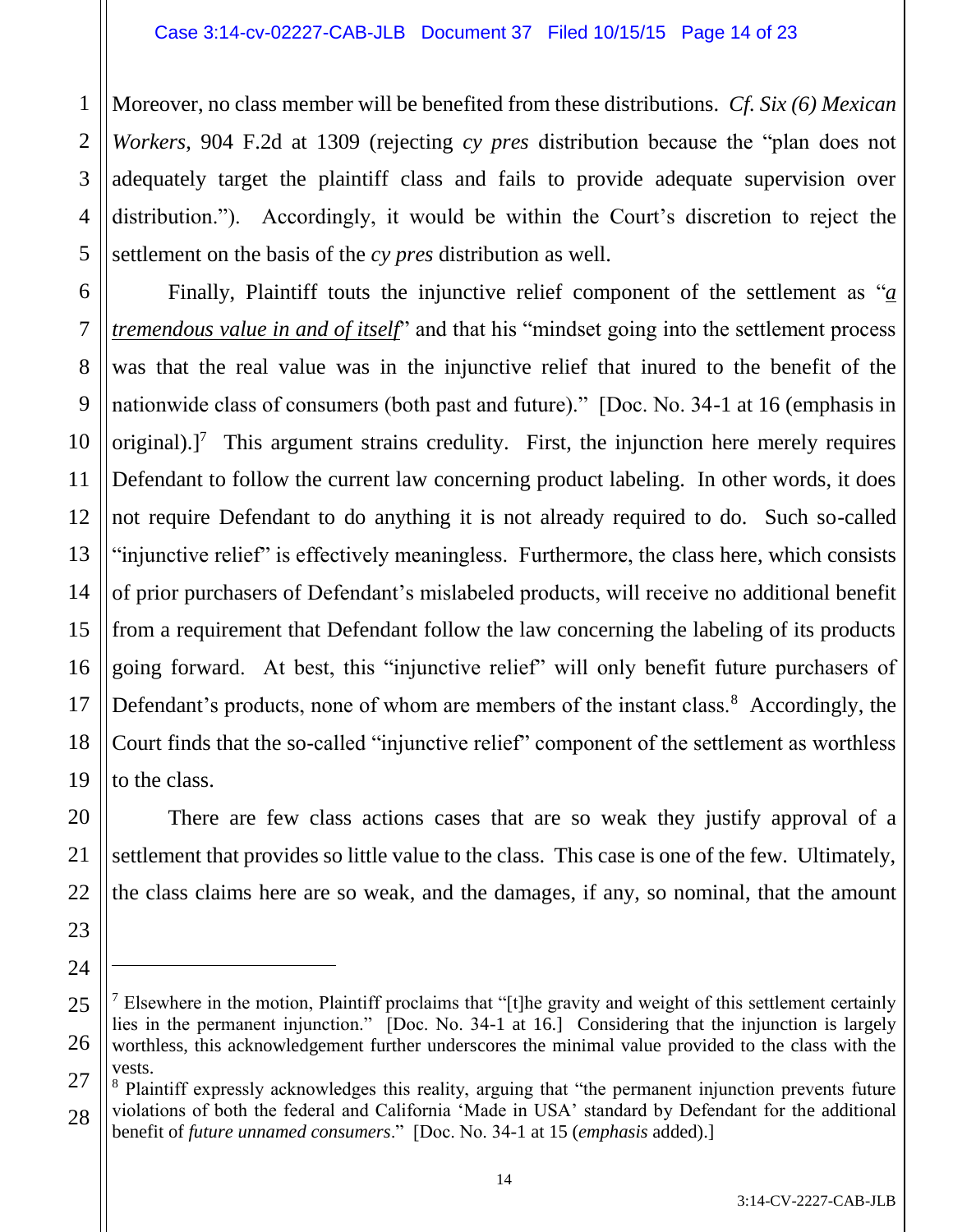Moreover, no class member will be benefited from these distributions. *Cf. Six (6) Mexican Workers*, 904 F.2d at 1309 (rejecting *cy pres* distribution because the "plan does not adequately target the plaintiff class and fails to provide adequate supervision over distribution."). Accordingly, it would be within the Court's discretion to reject the settlement on the basis of the *cy pres* distribution as well.

Finally, Plaintiff touts the injunctive relief component of the settlement as "*a tremendous value in and of itself*" and that his "mindset going into the settlement process was that the real value was in the injunctive relief that inured to the benefit of the nationwide class of consumers (both past and future)." [Doc. No. 34-1 at 16 (emphasis in original).][7] This argument strains credulity. First, the injunction here merely requires Defendant to follow the current law concerning product labeling. In other words, it does not require Defendant to do anything it is not already required to do. Such so-called "injunctive relief" is effectively meaningless. Furthermore, the class here, which consists of prior purchasers of Defendant's mislabeled products, will receive no additional benefit from a requirement that Defendant follow the law concerning the labeling of its products going forward. At best, this "injunctive relief" will only benefit future purchasers of Defendant's products, none of whom are members of the instant class.[8] Accordingly, the Court finds that the so-called "injunctive relief" component of the settlement as worthless to the class.

There are few class actions cases that are so weak they justify approval of a settlement that provides so little value to the class. This case is one of the few. Ultimately, the class claims here are so weak, and the damages, if any, so nominal, that the amount

---

[7] Elsewhere in the motion, Plaintiff proclaims that "[t]he gravity and weight of this settlement certainly lies in the permanent injunction." [Doc. No. 34-1 at 16.] Considering that the injunction is largely worthless, this acknowledgement further underscores the minimal value provided to the class with the vests.

[8] Plaintiff expressly acknowledges this reality, arguing that "the permanent injunction prevents future violations of both the federal and California 'Made in USA' standard by Defendant for the additional benefit of *future unnamed consumers*." [Doc. No. 34-1 at 15 (*emphasis* added).]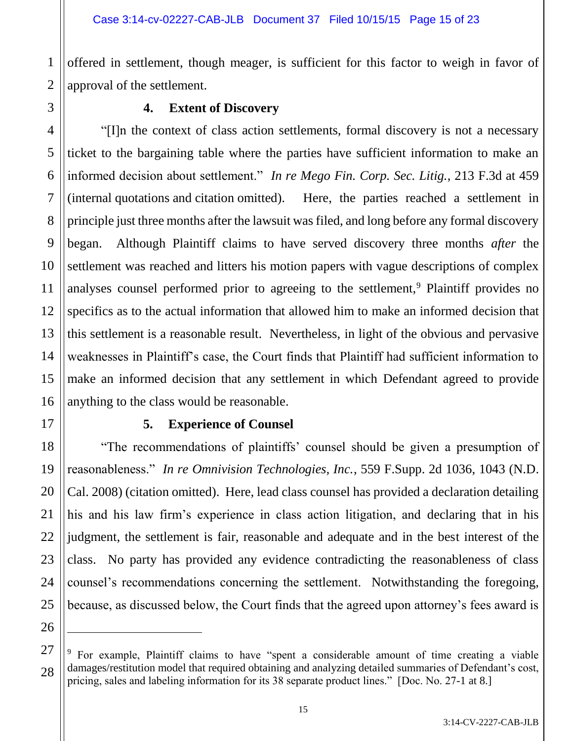offered in settlement, though meager, is sufficient for this factor to weigh in favor of approval of the settlement.

**4. Extent of Discovery**

"[I]n the context of class action settlements, formal discovery is not a necessary ticket to the bargaining table where the parties have sufficient information to make an informed decision about settlement." *In re Mego Fin. Corp. Sec. Litig.*, 213 F.3d at 459 (internal quotations and citation omitted). Here, the parties reached a settlement in principle just three months after the lawsuit was filed, and long before any formal discovery began. Although Plaintiff claims to have served discovery three months *after* the settlement was reached and litters his motion papers with vague descriptions of complex analyses counsel performed prior to agreeing to the settlement,[9] Plaintiff provides no specifics as to the actual information that allowed him to make an informed decision that this settlement is a reasonable result. Nevertheless, in light of the obvious and pervasive weaknesses in Plaintiff's case, the Court finds that Plaintiff had sufficient information to make an informed decision that any settlement in which Defendant agreed to provide anything to the class would be reasonable.

**5. Experience of Counsel**

"The recommendations of plaintiffs' counsel should be given a presumption of reasonableness." *In re Omnivision Technologies, Inc.*, 559 F.Supp. 2d 1036, 1043 (N.D. Cal. 2008) (citation omitted). Here, lead class counsel has provided a declaration detailing his and his law firm's experience in class action litigation, and declaring that in his judgment, the settlement is fair, reasonable and adequate and in the best interest of the class. No party has provided any evidence contradicting the reasonableness of class counsel's recommendations concerning the settlement. Notwithstanding the foregoing, because, as discussed below, the Court finds that the agreed upon attorney's fees award is

---

[9] For example, Plaintiff claims to have "spent a considerable amount of time creating a viable damages/restitution model that required obtaining and analyzing detailed summaries of Defendant's cost, pricing, sales and labeling information for its 38 separate product lines." [Doc. No. 27-1 at 8.]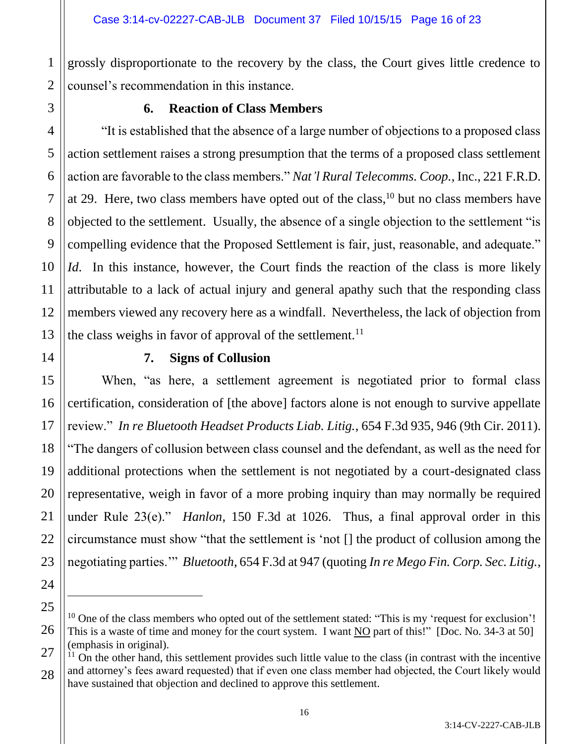grossly disproportionate to the recovery by the class, the Court gives little credence to counsel's recommendation in this instance.

### 6. Reaction of Class Members

"It is established that the absence of a large number of objections to a proposed class action settlement raises a strong presumption that the terms of a proposed class settlement action are favorable to the class members." *Nat'l Rural Telecomms. Coop.*, Inc., 221 F.R.D. at 29. Here, two class members have opted out of the class,[10] but no class members have objected to the settlement. Usually, the absence of a single objection to the settlement "is compelling evidence that the Proposed Settlement is fair, just, reasonable, and adequate." *Id*. In this instance, however, the Court finds the reaction of the class is more likely attributable to a lack of actual injury and general apathy such that the responding class members viewed any recovery here as a windfall. Nevertheless, the lack of objection from the class weighs in favor of approval of the settlement.[11]

### 7. Signs of Collusion

When, "as here, a settlement agreement is negotiated prior to formal class certification, consideration of [the above] factors alone is not enough to survive appellate review." *In re Bluetooth Headset Products Liab. Litig.*, 654 F.3d 935, 946 (9th Cir. 2011). "The dangers of collusion between class counsel and the defendant, as well as the need for additional protections when the settlement is not negotiated by a court-designated class representative, weigh in favor of a more probing inquiry than may normally be required under Rule 23(e)." *Hanlon*, 150 F.3d at 1026. Thus, a final approval order in this circumstance must show "that the settlement is 'not [] the product of collusion among the negotiating parties.'" *Bluetooth*, 654 F.3d at 947 (quoting *In re Mego Fin. Corp. Sec. Litig.*,

---

[10] One of the class members who opted out of the settlement stated: "This is my 'request for exclusion'! This is a waste of time and money for the court system. I want <u>NO</u> part of this!" [Doc. No. 34-3 at 50] (emphasis in original).

[11] On the other hand, this settlement provides such little value to the class (in contrast with the incentive and attorney's fees award requested) that if even one class member had objected, the Court likely would have sustained that objection and declined to approve this settlement.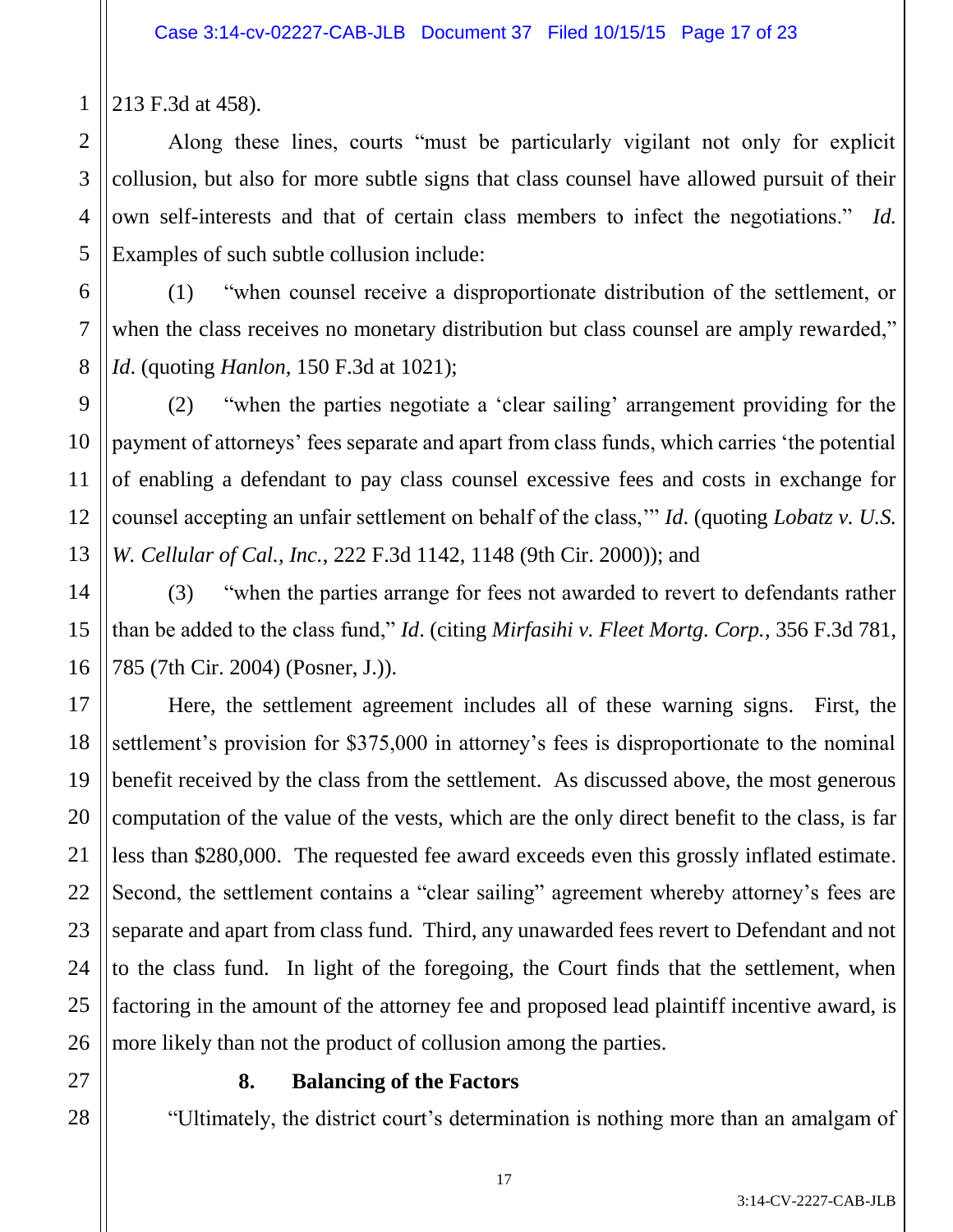213 F.3d at 458).

Along these lines, courts "must be particularly vigilant not only for explicit collusion, but also for more subtle signs that class counsel have allowed pursuit of their own self-interests and that of certain class members to infect the negotiations." *Id.* Examples of such subtle collusion include:

(1) "when counsel receive a disproportionate distribution of the settlement, or when the class receives no monetary distribution but class counsel are amply rewarded," *Id.* (quoting *Hanlon*, 150 F.3d at 1021);

(2) "when the parties negotiate a 'clear sailing' arrangement providing for the payment of attorneys' fees separate and apart from class funds, which carries 'the potential of enabling a defendant to pay class counsel excessive fees and costs in exchange for counsel accepting an unfair settlement on behalf of the class,'" *Id.* (quoting *Lobatz v. U.S. W. Cellular of Cal., Inc.*, 222 F.3d 1142, 1148 (9th Cir. 2000)); and

(3) "when the parties arrange for fees not awarded to revert to defendants rather than be added to the class fund," *Id.* (citing *Mirfasihi v. Fleet Mortg. Corp.*, 356 F.3d 781, 785 (7th Cir. 2004) (Posner, J.)).

Here, the settlement agreement includes all of these warning signs. First, the settlement's provision for $375,000 in attorney's fees is disproportionate to the nominal benefit received by the class from the settlement. As discussed above, the most generous computation of the value of the vests, which are the only direct benefit to the class, is far less than $280,000. The requested fee award exceeds even this grossly inflated estimate. Second, the settlement contains a "clear sailing" agreement whereby attorney's fees are separate and apart from class fund. Third, any unawarded fees revert to Defendant and not to the class fund. In light of the foregoing, the Court finds that the settlement, when factoring in the amount of the attorney fee and proposed lead plaintiff incentive award, is more likely than not the product of collusion among the parties.

**8. Balancing of the Factors**

"Ultimately, the district court's determination is nothing more than an amalgam of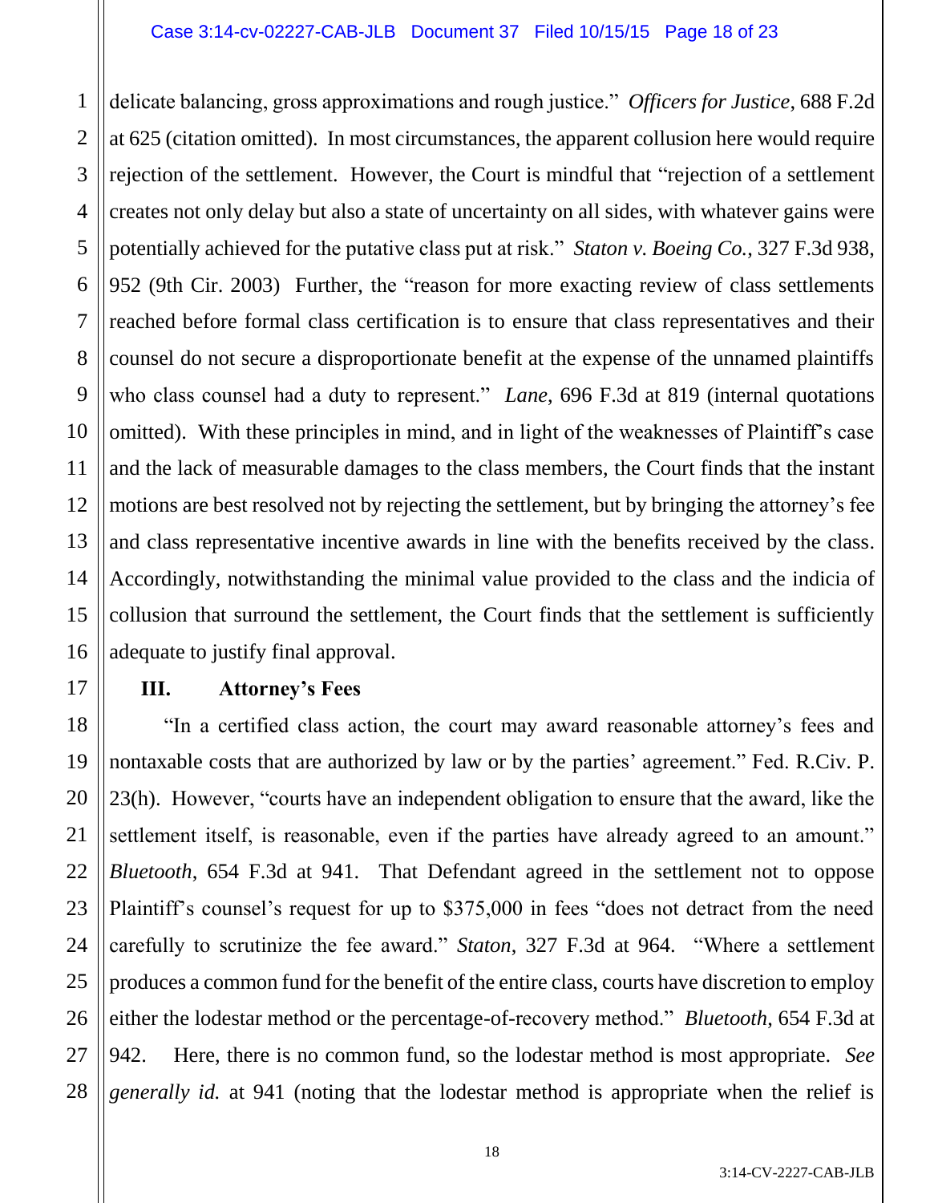delicate balancing, gross approximations and rough justice." *Officers for Justice*, 688 F.2d at 625 (citation omitted). In most circumstances, the apparent collusion here would require rejection of the settlement. However, the Court is mindful that "rejection of a settlement creates not only delay but also a state of uncertainty on all sides, with whatever gains were potentially achieved for the putative class put at risk." *Staton v. Boeing Co.*, 327 F.3d 938, 952 (9th Cir. 2003) Further, the "reason for more exacting review of class settlements reached before formal class certification is to ensure that class representatives and their counsel do not secure a disproportionate benefit at the expense of the unnamed plaintiffs who class counsel had a duty to represent." *Lane*, 696 F.3d at 819 (internal quotations omitted). With these principles in mind, and in light of the weaknesses of Plaintiff's case and the lack of measurable damages to the class members, the Court finds that the instant motions are best resolved not by rejecting the settlement, but by bringing the attorney's fee and class representative incentive awards in line with the benefits received by the class. Accordingly, notwithstanding the minimal value provided to the class and the indicia of collusion that surround the settlement, the Court finds that the settlement is sufficiently adequate to justify final approval.

## III. Attorney's Fees

"In a certified class action, the court may award reasonable attorney's fees and nontaxable costs that are authorized by law or by the parties' agreement." Fed. R.Civ. P. 23(h). However, "courts have an independent obligation to ensure that the award, like the settlement itself, is reasonable, even if the parties have already agreed to an amount." *Bluetooth*, 654 F.3d at 941. That Defendant agreed in the settlement not to oppose Plaintiff's counsel's request for up to $375,000 in fees "does not detract from the need carefully to scrutinize the fee award." *Staton*, 327 F.3d at 964. "Where a settlement produces a common fund for the benefit of the entire class, courts have discretion to employ either the lodestar method or the percentage-of-recovery method." *Bluetooth*, 654 F.3d at 942. Here, there is no common fund, so the lodestar method is most appropriate. *See generally id.* at 941 (noting that the lodestar method is appropriate when the relief is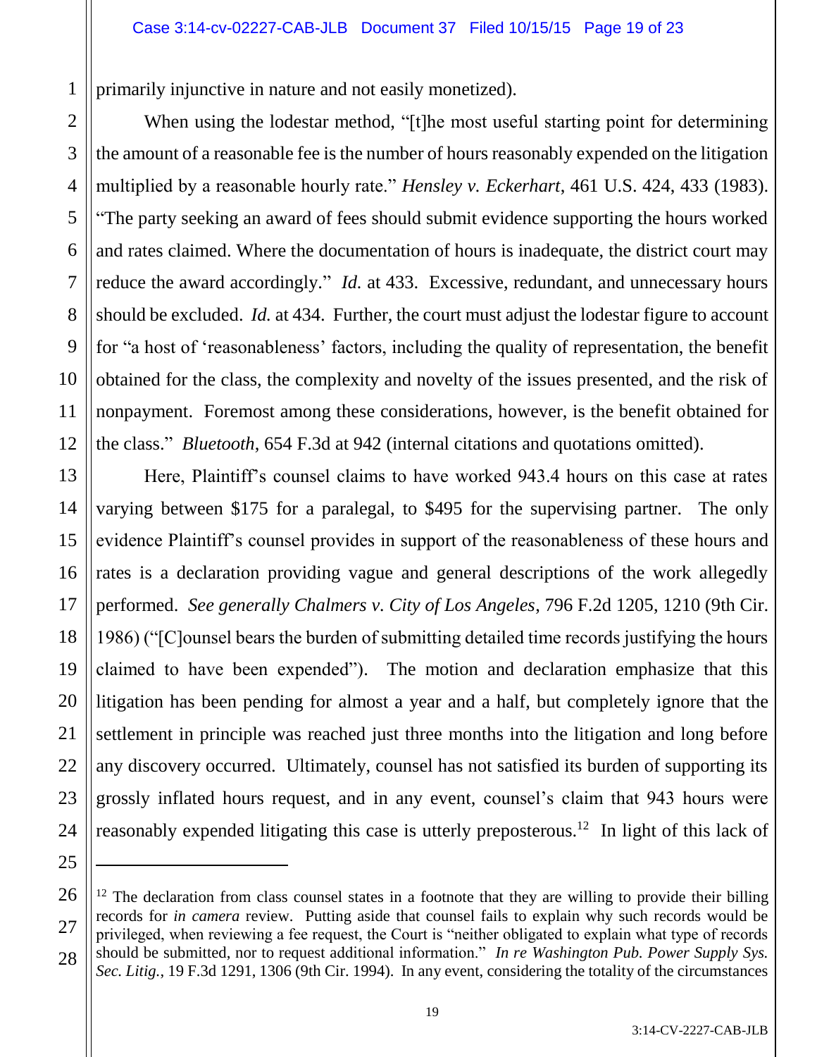primarily injunctive in nature and not easily monetized).

When using the lodestar method, "[t]he most useful starting point for determining the amount of a reasonable fee is the number of hours reasonably expended on the litigation multiplied by a reasonable hourly rate." *Hensley v. Eckerhart*, 461 U.S. 424, 433 (1983). "The party seeking an award of fees should submit evidence supporting the hours worked and rates claimed. Where the documentation of hours is inadequate, the district court may reduce the award accordingly." *Id.* at 433. Excessive, redundant, and unnecessary hours should be excluded. *Id.* at 434. Further, the court must adjust the lodestar figure to account for "a host of 'reasonableness' factors, including the quality of representation, the benefit obtained for the class, the complexity and novelty of the issues presented, and the risk of nonpayment. Foremost among these considerations, however, is the benefit obtained for the class." *Bluetooth*, 654 F.3d at 942 (internal citations and quotations omitted).

Here, Plaintiff's counsel claims to have worked 943.4 hours on this case at rates varying between $175 for a paralegal, to $495 for the supervising partner. The only evidence Plaintiff's counsel provides in support of the reasonableness of these hours and rates is a declaration providing vague and general descriptions of the work allegedly performed. *See generally Chalmers v. City of Los Angeles*, 796 F.2d 1205, 1210 (9th Cir. 1986) ("[C]ounsel bears the burden of submitting detailed time records justifying the hours claimed to have been expended"). The motion and declaration emphasize that this litigation has been pending for almost a year and a half, but completely ignore that the settlement in principle was reached just three months into the litigation and long before any discovery occurred. Ultimately, counsel has not satisfied its burden of supporting its grossly inflated hours request, and in any event, counsel's claim that 943 hours were reasonably expended litigating this case is utterly preposterous.[12] In light of this lack of

---

[12] The declaration from class counsel states in a footnote that they are willing to provide their billing records for *in camera* review. Putting aside that counsel fails to explain why such records would be privileged, when reviewing a fee request, the Court is "neither obligated to explain what type of records should be submitted, nor to request additional information." *In re Washington Pub. Power Supply Sys. Sec. Litig.*, 19 F.3d 1291, 1306 (9th Cir. 1994). In any event, considering the totality of the circumstances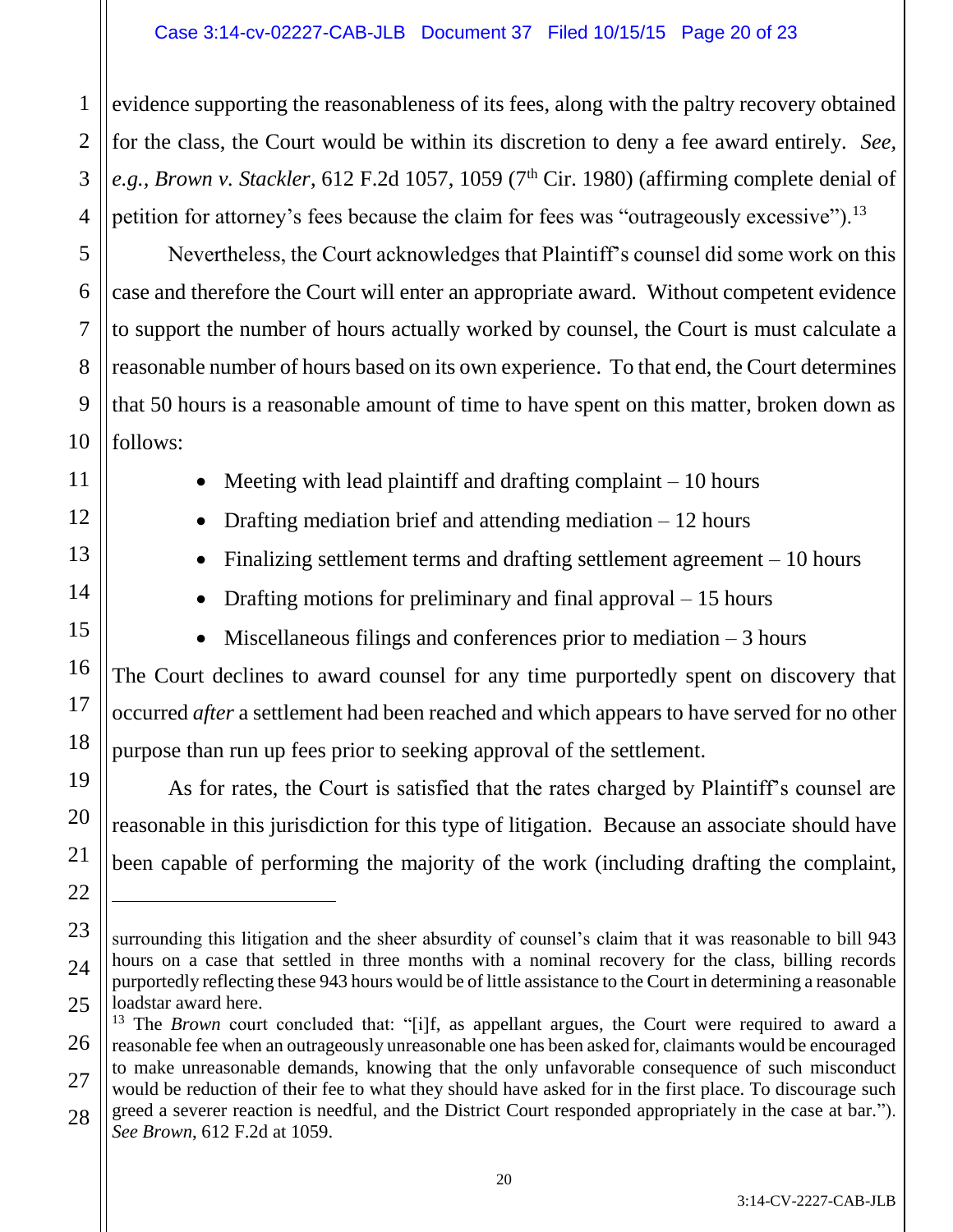evidence supporting the reasonableness of its fees, along with the paltry recovery obtained for the class, the Court would be within its discretion to deny a fee award entirely. *See, e.g.*, *Brown v. Stackler*, 612 F.2d 1057, 1059 (7th Cir. 1980) (affirming complete denial of petition for attorney's fees because the claim for fees was "outrageously excessive").[13]

Nevertheless, the Court acknowledges that Plaintiff's counsel did some work on this case and therefore the Court will enter an appropriate award. Without competent evidence to support the number of hours actually worked by counsel, the Court is must calculate a reasonable number of hours based on its own experience. To that end, the Court determines that 50 hours is a reasonable amount of time to have spent on this matter, broken down as follows:

- Meeting with lead plaintiff and drafting complaint – 10 hours
- Drafting mediation brief and attending mediation – 12 hours
- Finalizing settlement terms and drafting settlement agreement – 10 hours
- Drafting motions for preliminary and final approval – 15 hours
- Miscellaneous filings and conferences prior to mediation – 3 hours

The Court declines to award counsel for any time purportedly spent on discovery that occurred *after* a settlement had been reached and which appears to have served for no other purpose than run up fees prior to seeking approval of the settlement.

As for rates, the Court is satisfied that the rates charged by Plaintiff's counsel are reasonable in this jurisdiction for this type of litigation. Because an associate should have been capable of performing the majority of the work (including drafting the complaint,

---

surrounding this litigation and the sheer absurdity of counsel's claim that it was reasonable to bill 943 hours on a case that settled in three months with a nominal recovery for the class, billing records purportedly reflecting these 943 hours would be of little assistance to the Court in determining a reasonable loadstar award here.

[13] The *Brown* court concluded that: "[i]f, as appellant argues, the Court were required to award a reasonable fee when an outrageously unreasonable one has been asked for, claimants would be encouraged to make unreasonable demands, knowing that the only unfavorable consequence of such misconduct would be reduction of their fee to what they should have asked for in the first place. To discourage such greed a severer reaction is needful, and the District Court responded appropriately in the case at bar."). *See Brown*, 612 F.2d at 1059.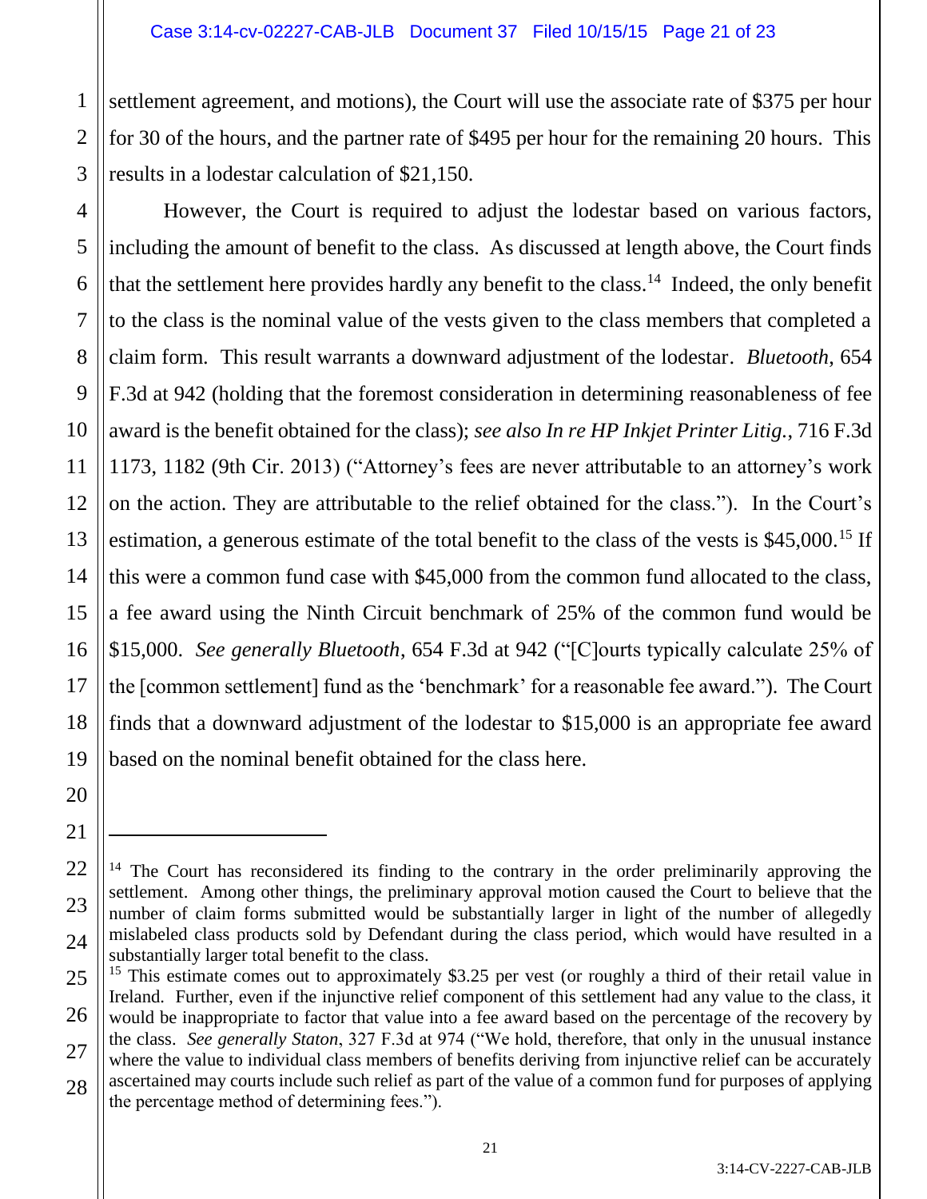settlement agreement, and motions), the Court will use the associate rate of $375 per hour for 30 of the hours, and the partner rate of $495 per hour for the remaining 20 hours. This results in a lodestar calculation of $21,150.

However, the Court is required to adjust the lodestar based on various factors, including the amount of benefit to the class. As discussed at length above, the Court finds that the settlement here provides hardly any benefit to the class.[14] Indeed, the only benefit to the class is the nominal value of the vests given to the class members that completed a claim form. This result warrants a downward adjustment of the lodestar. *Bluetooth*, 654 F.3d at 942 (holding that the foremost consideration in determining reasonableness of fee award is the benefit obtained for the class); *see also In re HP Inkjet Printer Litig.*, 716 F.3d 1173, 1182 (9th Cir. 2013) ("Attorney's fees are never attributable to an attorney's work on the action. They are attributable to the relief obtained for the class."). In the Court's estimation, a generous estimate of the total benefit to the class of the vests is $45,000.[15] If this were a common fund case with $45,000 from the common fund allocated to the class, a fee award using the Ninth Circuit benchmark of 25% of the common fund would be $15,000. *See generally Bluetooth*, 654 F.3d at 942 ("[C]ourts typically calculate 25% of the [common settlement] fund as the 'benchmark' for a reasonable fee award."). The Court finds that a downward adjustment of the lodestar to $15,000 is an appropriate fee award based on the nominal benefit obtained for the class here.

---

[14] The Court has reconsidered its finding to the contrary in the order preliminarily approving the settlement. Among other things, the preliminary approval motion caused the Court to believe that the number of claim forms submitted would be substantially larger in light of the number of allegedly mislabeled class products sold by Defendant during the class period, which would have resulted in a substantially larger total benefit to the class.

[15] This estimate comes out to approximately $3.25 per vest (or roughly a third of their retail value in Ireland. Further, even if the injunctive relief component of this settlement had any value to the class, it would be inappropriate to factor that value into a fee award based on the percentage of the recovery by the class. *See generally Staton*, 327 F.3d at 974 ("We hold, therefore, that only in the unusual instance where the value to individual class members of benefits deriving from injunctive relief can be accurately ascertained may courts include such relief as part of the value of a common fund for purposes of applying the percentage method of determining fees.").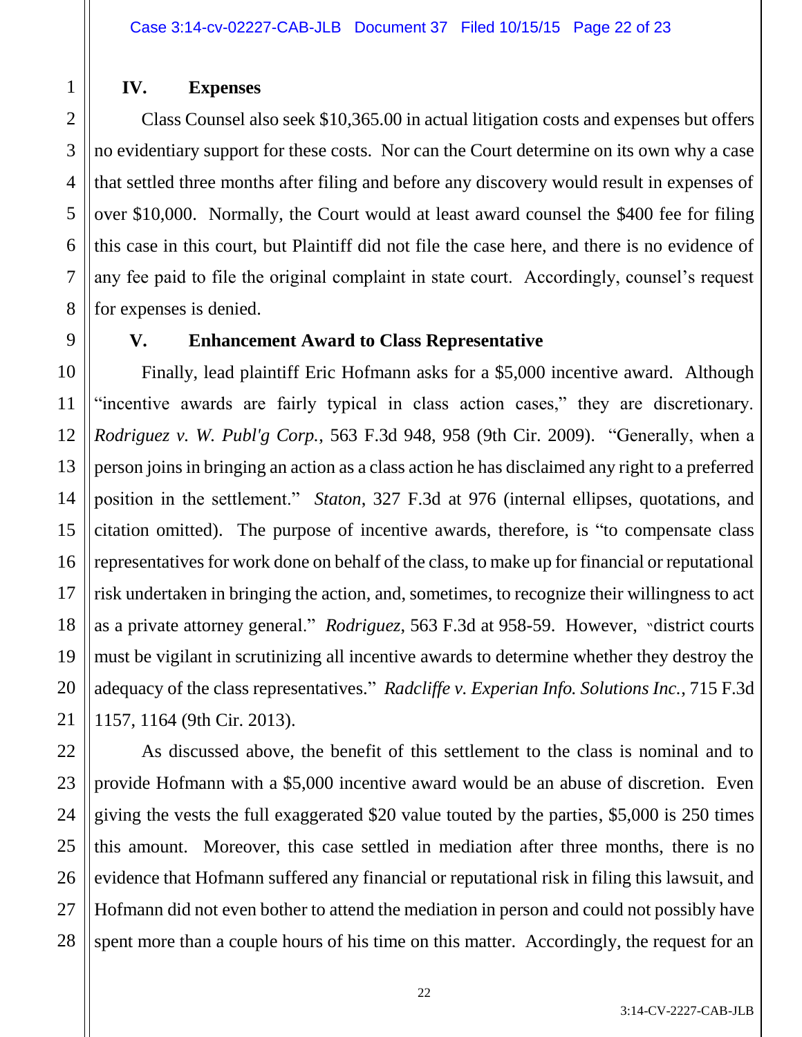## IV. Expenses

Class Counsel also seek $10,365.00 in actual litigation costs and expenses but offers no evidentiary support for these costs. Nor can the Court determine on its own why a case that settled three months after filing and before any discovery would result in expenses of over $10,000. Normally, the Court would at least award counsel the $400 fee for filing this case in this court, but Plaintiff did not file the case here, and there is no evidence of any fee paid to file the original complaint in state court. Accordingly, counsel's request for expenses is denied.

## V. Enhancement Award to Class Representative

Finally, lead plaintiff Eric Hofmann asks for a $5,000 incentive award. Although "incentive awards are fairly typical in class action cases," they are discretionary. *Rodriguez v. W. Publ'g Corp.*, 563 F.3d 948, 958 (9th Cir. 2009). "Generally, when a person joins in bringing an action as a class action he has disclaimed any right to a preferred position in the settlement." *Staton*, 327 F.3d at 976 (internal ellipses, quotations, and citation omitted). The purpose of incentive awards, therefore, is "to compensate class representatives for work done on behalf of the class, to make up for financial or reputational risk undertaken in bringing the action, and, sometimes, to recognize their willingness to act as a private attorney general." *Rodriguez*, 563 F.3d at 958-59. However, "district courts must be vigilant in scrutinizing all incentive awards to determine whether they destroy the adequacy of the class representatives." *Radcliffe v. Experian Info. Solutions Inc.*, 715 F.3d 1157, 1164 (9th Cir. 2013).

As discussed above, the benefit of this settlement to the class is nominal and to provide Hofmann with a $5,000 incentive award would be an abuse of discretion. Even giving the vests the full exaggerated $20 value touted by the parties, $5,000 is 250 times this amount. Moreover, this case settled in mediation after three months, there is no evidence that Hofmann suffered any financial or reputational risk in filing this lawsuit, and Hofmann did not even bother to attend the mediation in person and could not possibly have spent more than a couple hours of his time on this matter. Accordingly, the request for an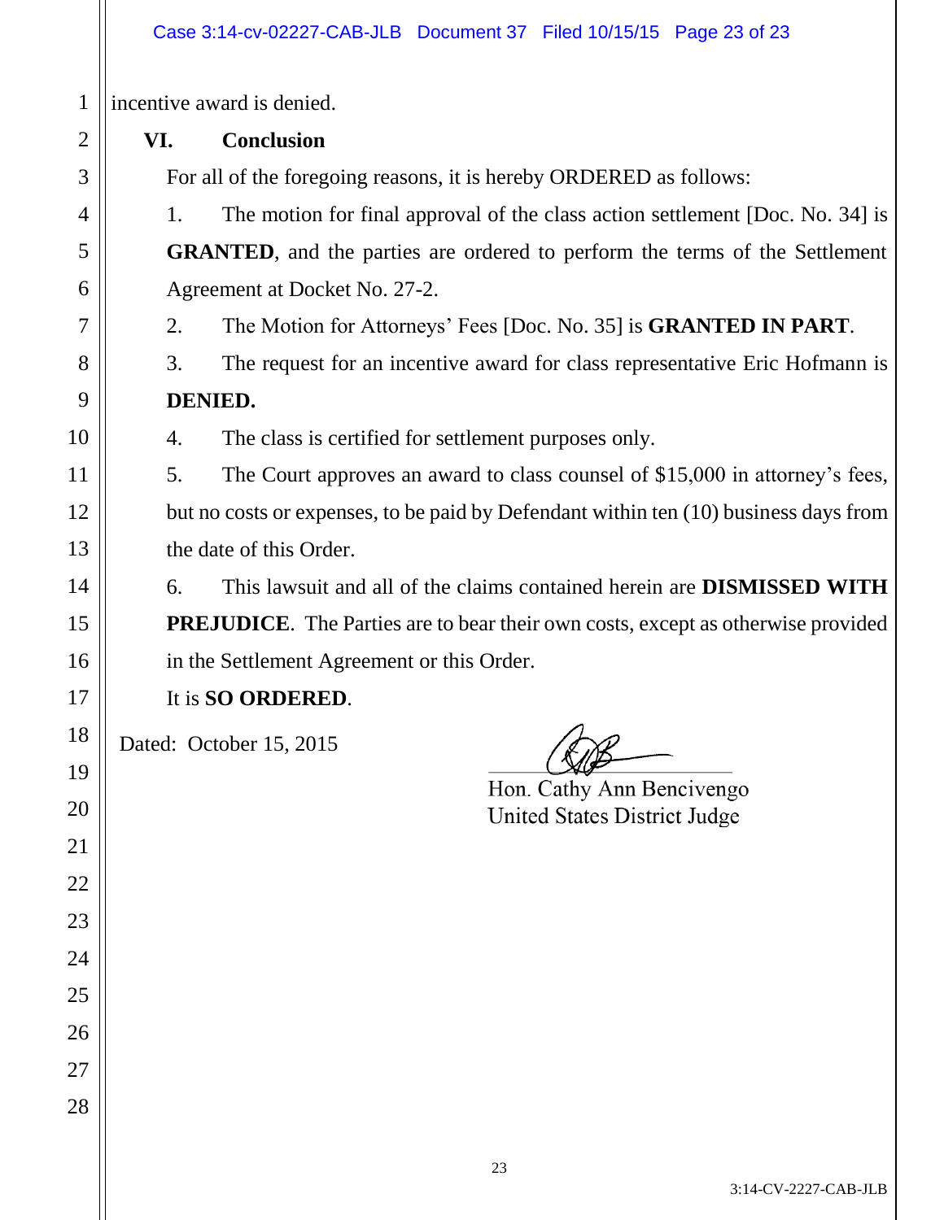incentive award is denied.

## VI. Conclusion

For all of the foregoing reasons, it is hereby ORDERED as follows:

1. The motion for final approval of the class action settlement [Doc. No. 34] is **GRANTED**, and the parties are ordered to perform the terms of the Settlement Agreement at Docket No. 27-2.

2. The Motion for Attorneys' Fees [Doc. No. 35] is **GRANTED IN PART**.

3. The request for an incentive award for class representative Eric Hofmann is **DENIED.**

4. The class is certified for settlement purposes only.

5. The Court approves an award to class counsel of $15,000 in attorney's fees, but no costs or expenses, to be paid by Defendant within ten (10) business days from the date of this Order.

6. This lawsuit and all of the claims contained herein are **DISMISSED WITH PREJUDICE**. The Parties are to bear their own costs, except as otherwise provided in the Settlement Agreement or this Order.

It is **SO ORDERED**.

Dated: October 15, 2015

Hon. Cathy Ann Bencivengo
United States District Judge